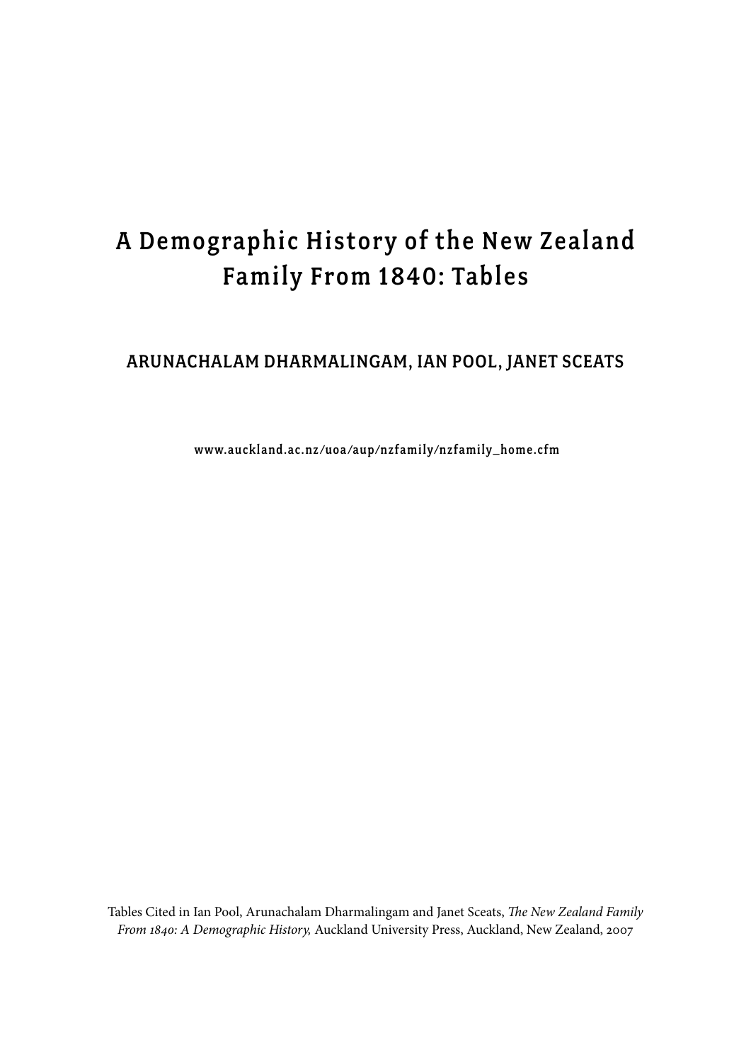# A Demographic History of the New Zealand Family From 1840: Tables

## ARUNACHALAM DHARMALINGAM, IAN POOL, JANET SCEATS

www.auckland.ac.nz/uoa/aup/nzfamily/nzfamily_home.cfm

Tables Cited in Ian Pool, Arunachalam Dharmalingam and Janet Sceats, *The New Zealand Family From 1840: A Demographic History,* Auckland University Press, Auckland, New Zealand, 2007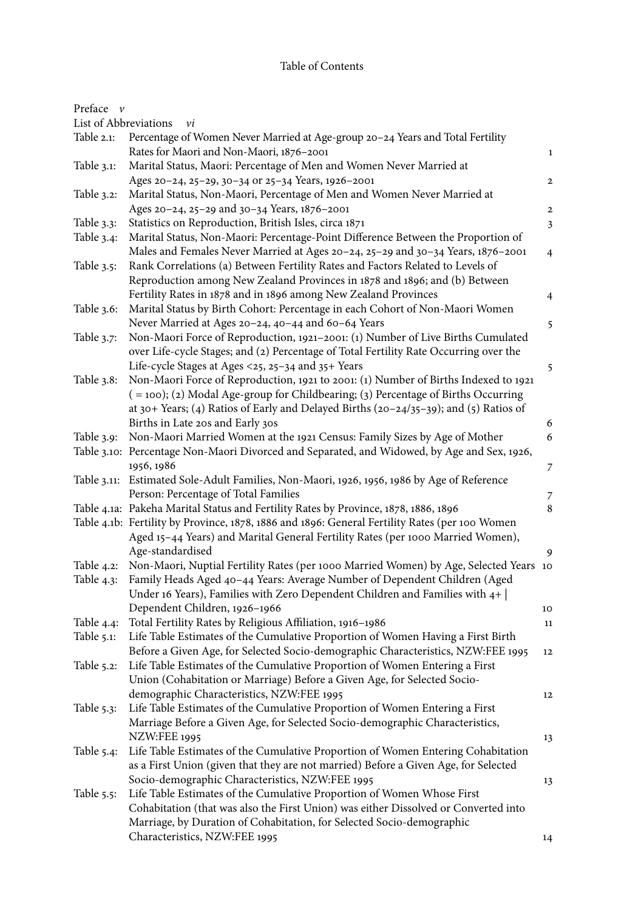# Table of Contents

Preface *v*

List of Abbreviations *vi*

| | | |
|---|---|---|
| Table 2.1: | Percentage of Women Never Married at Age-group 20–24 Years and Total Fertility Rates for Maori and Non-Maori, 1876–2001 | 1 |
| Table 3.1: | Marital Status, Maori: Percentage of Men and Women Never Married at Ages 20–24, 25–29, 30–34 or 25–34 Years, 1926–2001 | 2 |
| Table 3.2: | Marital Status, Non-Maori, Percentage of Men and Women Never Married at Ages 20–24, 25–29 and 30–34 Years, 1876–2001 | 2 |
| Table 3.3: | Statistics on Reproduction, British Isles, circa 1871 | 3 |
| Table 3.4: | Marital Status, Non-Maori: Percentage-Point Difference Between the Proportion of Males and Females Never Married at Ages 20–24, 25–29 and 30–34 Years, 1876–2001 | 4 |
| Table 3.5: | Rank Correlations (a) Between Fertility Rates and Factors Related to Levels of Reproduction among New Zealand Provinces in 1878 and 1896; and (b) Between Fertility Rates in 1878 and in 1896 among New Zealand Provinces | 4 |
| Table 3.6: | Marital Status by Birth Cohort: Percentage in each Cohort of Non-Maori Women Never Married at Ages 20–24, 40–44 and 60–64 Years | 5 |
| Table 3.7: | Non-Maori Force of Reproduction, 1921–2001: (1) Number of Live Births Cumulated over Life-cycle Stages; and (2) Percentage of Total Fertility Rate Occurring over the Life-cycle Stages at Ages <25, 25–34 and 35+ Years | 5 |
| Table 3.8: | Non-Maori Force of Reproduction, 1921 to 2001: (1) Number of Births Indexed to 1921 ( = 100); (2) Modal Age-group for Childbearing; (3) Percentage of Births Occurring at 30+ Years; (4) Ratios of Early and Delayed Births (20–24/35–39); and (5) Ratios of Births in Late 20s and Early 30s | 6 |
| Table 3.9: | Non-Maori Married Women at the 1921 Census: Family Sizes by Age of Mother | 6 |
| Table 3.10: | Percentage Non-Maori Divorced and Separated, and Widowed, by Age and Sex, 1926, 1956, 1986 | 7 |
| Table 3.11: | Estimated Sole-Adult Families, Non-Maori, 1926, 1956, 1986 by Age of Reference Person: Percentage of Total Families | 7 |
| Table 4.1a: | Pakeha Marital Status and Fertility Rates by Province, 1878, 1886, 1896 | 8 |
| Table 4.1b: | Fertility by Province, 1878, 1886 and 1896: General Fertility Rates (per 100 Women Aged 15–44 Years) and Marital General Fertility Rates (per 1000 Married Women), Age-standardised | 9 |
| Table 4.2: | Non-Maori, Nuptial Fertility Rates (per 1000 Married Women) by Age, Selected Years | 10 |
| Table 4.3: | Family Heads Aged 40–44 Years: Average Number of Dependent Children (Aged Under 16 Years), Families with Zero Dependent Children and Families with 4+ Dependent Children, 1926–1966 | 10 |
| Table 4.4: | Total Fertility Rates by Religious Affiliation, 1916–1986 | 11 |
| Table 5.1: | Life Table Estimates of the Cumulative Proportion of Women Having a First Birth Before a Given Age, for Selected Socio-demographic Characteristics, NZW:FEE 1995 | 12 |
| Table 5.2: | Life Table Estimates of the Cumulative Proportion of Women Entering a First Union (Cohabitation or Marriage) Before a Given Age, for Selected Socio-demographic Characteristics, NZW:FEE 1995 | 12 |
| Table 5.3: | Life Table Estimates of the Cumulative Proportion of Women Entering a First Marriage Before a Given Age, for Selected Socio-demographic Characteristics, NZW:FEE 1995 | 13 |
| Table 5.4: | Life Table Estimates of the Cumulative Proportion of Women Entering Cohabitation as a First Union (given that they are not married) Before a Given Age, for Selected Socio-demographic Characteristics, NZW:FEE 1995 | 13 |
| Table 5.5: | Life Table Estimates of the Cumulative Proportion of Women Whose First Cohabitation (that was also the First Union) was either Dissolved or Converted into Marriage, by Duration of Cohabitation, for Selected Socio-demographic Characteristics, NZW:FEE 1995 | 14 |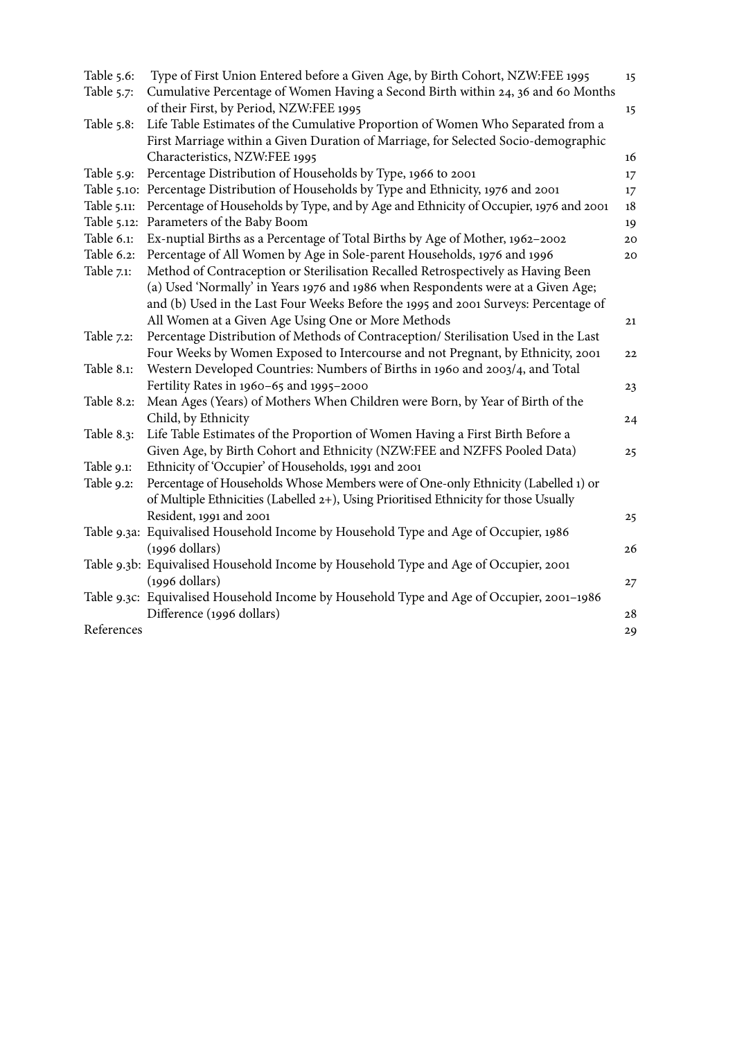| | | |
|---|---|---|
| Table 5.6: | Type of First Union Entered before a Given Age, by Birth Cohort, NZW:FEE 1995 | 15 |
| Table 5.7: | Cumulative Percentage of Women Having a Second Birth within 24, 36 and 60 Months of their First, by Period, NZW:FEE 1995 | 15 |
| Table 5.8: | Life Table Estimates of the Cumulative Proportion of Women Who Separated from a First Marriage within a Given Duration of Marriage, for Selected Socio-demographic Characteristics, NZW:FEE 1995 | 16 |
| Table 5.9: | Percentage Distribution of Households by Type, 1966 to 2001 | 17 |
| Table 5.10: | Percentage Distribution of Households by Type and Ethnicity, 1976 and 2001 | 17 |
| Table 5.11: | Percentage of Households by Type, and by Age and Ethnicity of Occupier, 1976 and 2001 | 18 |
| Table 5.12: | Parameters of the Baby Boom | 19 |
| Table 6.1: | Ex-nuptial Births as a Percentage of Total Births by Age of Mother, 1962–2002 | 20 |
| Table 6.2: | Percentage of All Women by Age in Sole-parent Households, 1976 and 1996 | 20 |
| Table 7.1: | Method of Contraception or Sterilisation Recalled Retrospectively as Having Been (a) Used 'Normally' in Years 1976 and 1986 when Respondents were at a Given Age; and (b) Used in the Last Four Weeks Before the 1995 and 2001 Surveys: Percentage of All Women at a Given Age Using One or More Methods | 21 |
| Table 7.2: | Percentage Distribution of Methods of Contraception/ Sterilisation Used in the Last Four Weeks by Women Exposed to Intercourse and not Pregnant, by Ethnicity, 2001 | 22 |
| Table 8.1: | Western Developed Countries: Numbers of Births in 1960 and 2003/4, and Total Fertility Rates in 1960–65 and 1995–2000 | 23 |
| Table 8.2: | Mean Ages (Years) of Mothers When Children were Born, by Year of Birth of the Child, by Ethnicity | 24 |
| Table 8.3: | Life Table Estimates of the Proportion of Women Having a First Birth Before a Given Age, by Birth Cohort and Ethnicity (NZW:FEE and NZFFS Pooled Data) | 25 |
| Table 9.1: | Ethnicity of 'Occupier' of Households, 1991 and 2001 | |
| Table 9.2: | Percentage of Households Whose Members were of One-only Ethnicity (Labelled 1) or of Multiple Ethnicities (Labelled 2+), Using Prioritised Ethnicity for those Usually Resident, 1991 and 2001 | 25 |
| Table 9.3a: | Equivalised Household Income by Household Type and Age of Occupier, 1986 (1996 dollars) | 26 |
| Table 9.3b: | Equivalised Household Income by Household Type and Age of Occupier, 2001 (1996 dollars) | 27 |
| Table 9.3c: | Equivalised Household Income by Household Type and Age of Occupier, 2001–1986 Difference (1996 dollars) | 28 |
| References | | 29 |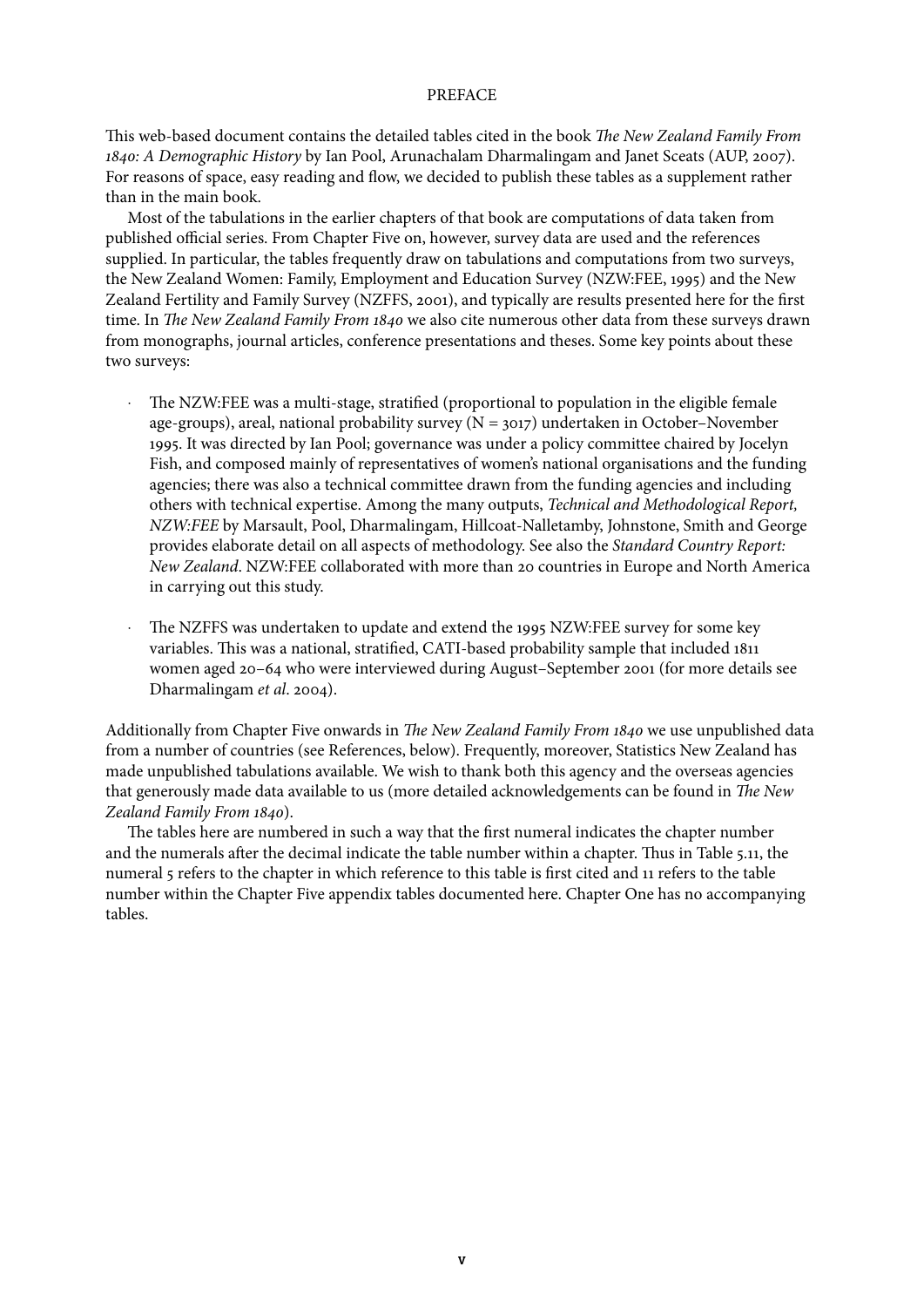# PREFACE

This web-based document contains the detailed tables cited in the book *The New Zealand Family From 1840: A Demographic History* by Ian Pool, Arunachalam Dharmalingam and Janet Sceats (AUP, 2007). For reasons of space, easy reading and flow, we decided to publish these tables as a supplement rather than in the main book.

Most of the tabulations in the earlier chapters of that book are computations of data taken from published official series. From Chapter Five on, however, survey data are used and the references supplied. In particular, the tables frequently draw on tabulations and computations from two surveys, the New Zealand Women: Family, Employment and Education Survey (NZW:FEE, 1995) and the New Zealand Fertility and Family Survey (NZFFS, 2001), and typically are results presented here for the first time. In *The New Zealand Family From 1840* we also cite numerous other data from these surveys drawn from monographs, journal articles, conference presentations and theses. Some key points about these two surveys:

- The NZW:FEE was a multi-stage, stratified (proportional to population in the eligible female age-groups), areal, national probability survey (N = 3017) undertaken in October–November 1995. It was directed by Ian Pool; governance was under a policy committee chaired by Jocelyn Fish, and composed mainly of representatives of women's national organisations and the funding agencies; there was also a technical committee drawn from the funding agencies and including others with technical expertise. Among the many outputs, *Technical and Methodological Report, NZW:FEE* by Marsault, Pool, Dharmalingam, Hillcoat-Nalletamby, Johnstone, Smith and George provides elaborate detail on all aspects of methodology. See also the *Standard Country Report: New Zealand*. NZW:FEE collaborated with more than 20 countries in Europe and North America in carrying out this study.

- The NZFFS was undertaken to update and extend the 1995 NZW:FEE survey for some key variables. This was a national, stratified, CATI-based probability sample that included 1811 women aged 20–64 who were interviewed during August–September 2001 (for more details see Dharmalingam *et al*. 2004).

Additionally from Chapter Five onwards in *The New Zealand Family From 1840* we use unpublished data from a number of countries (see References, below). Frequently, moreover, Statistics New Zealand has made unpublished tabulations available. We wish to thank both this agency and the overseas agencies that generously made data available to us (more detailed acknowledgements can be found in *The New Zealand Family From 1840*).

The tables here are numbered in such a way that the first numeral indicates the chapter number and the numerals after the decimal indicate the table number within a chapter. Thus in Table 5.11, the numeral 5 refers to the chapter in which reference to this table is first cited and 11 refers to the table number within the Chapter Five appendix tables documented here. Chapter One has no accompanying tables.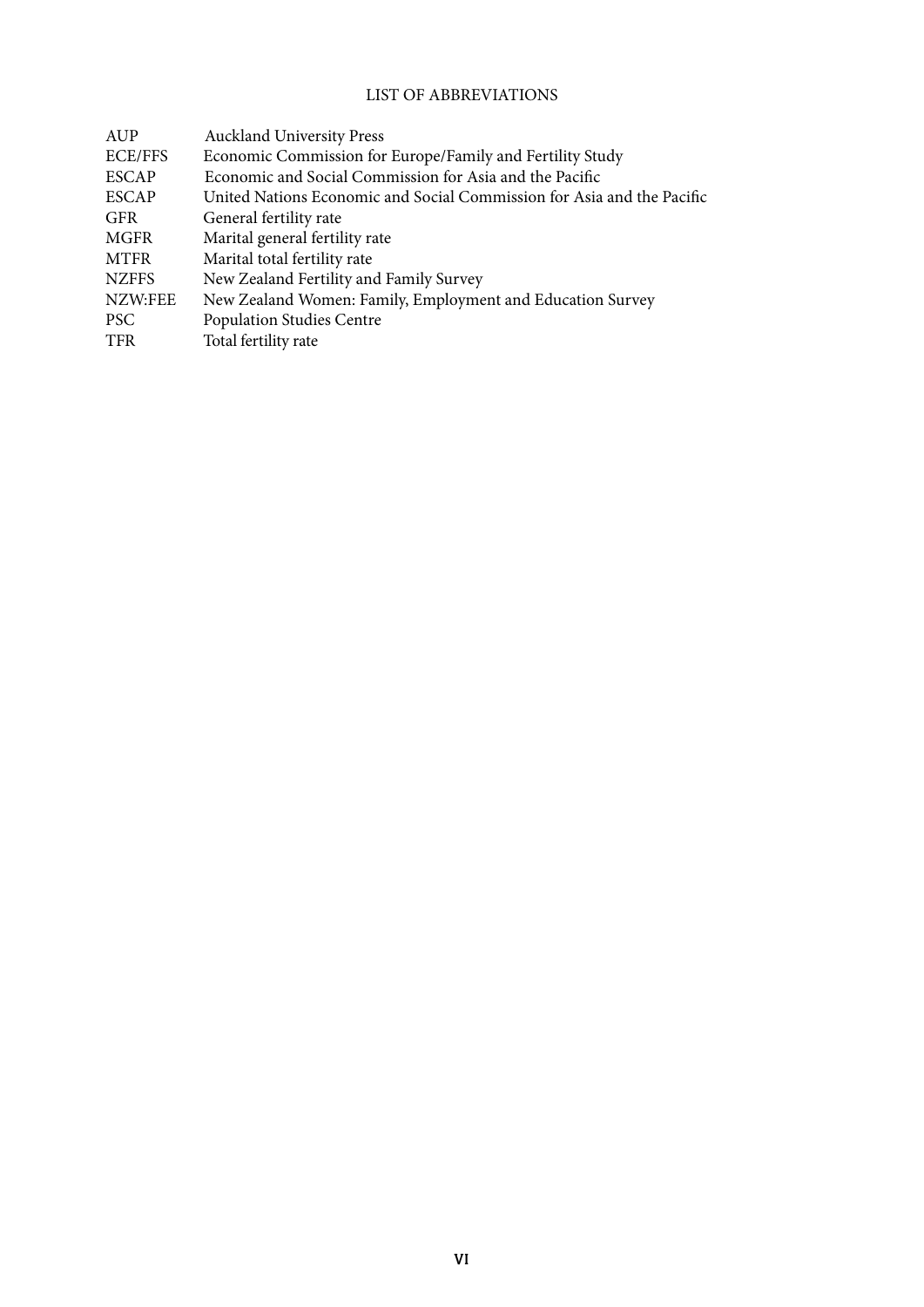# LIST OF ABBREVIATIONS

| | |
|---|---|
| AUP | Auckland University Press |
| ECE/FFS | Economic Commission for Europe/Family and Fertility Study |
| ESCAP | Economic and Social Commission for Asia and the Pacific |
| ESCAP | United Nations Economic and Social Commission for Asia and the Pacific |
| GFR | General fertility rate |
| MGFR | Marital general fertility rate |
| MTFR | Marital total fertility rate |
| NZFFS | New Zealand Fertility and Family Survey |
| NZW:FEE | New Zealand Women: Family, Employment and Education Survey |
| PSC | Population Studies Centre |
| TFR | Total fertility rate |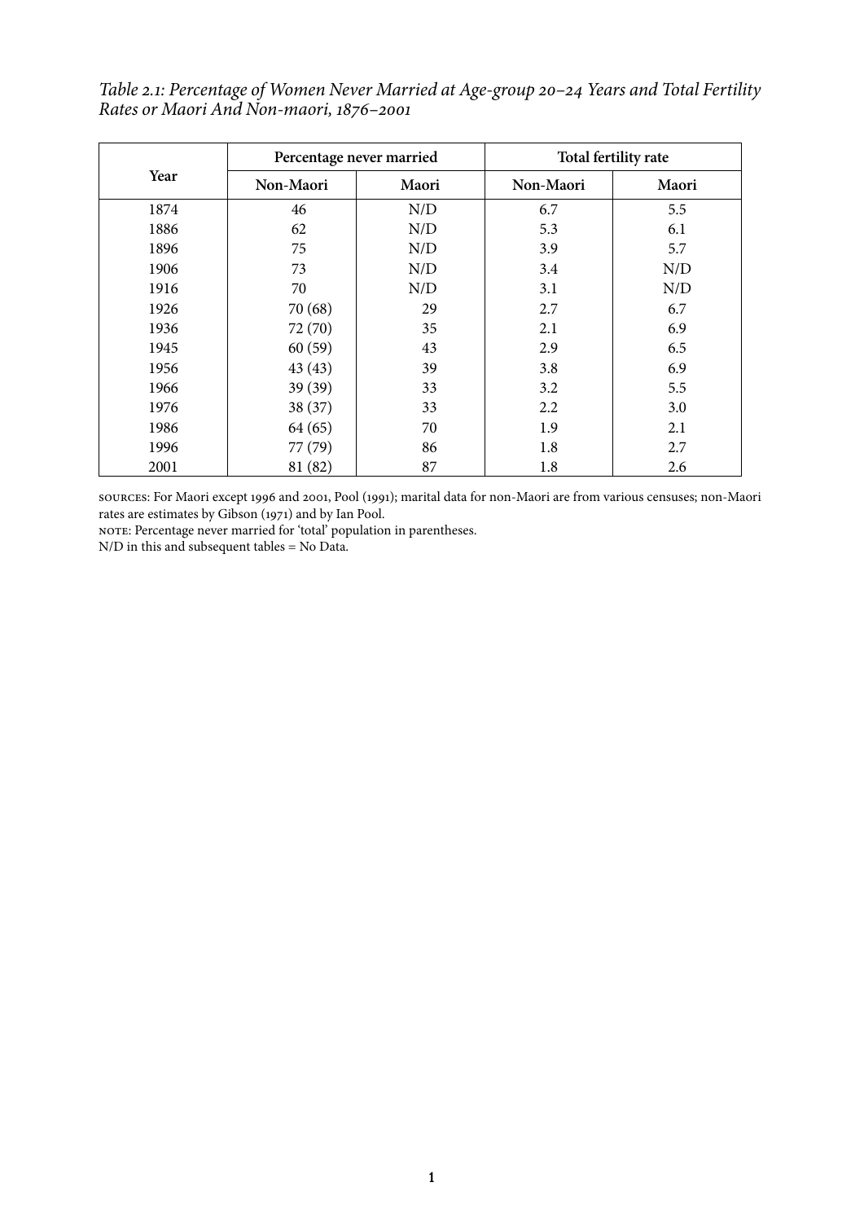*Table 2.1: Percentage of Women Never Married at Age-group 20–24 Years and Total Fertility Rates or Maori And Non-maori, 1876–2001*

| Year | Percentage never married | | Total fertility rate | |
|---|---|---|---|---|
| | Non-Maori | Maori | Non-Maori | Maori |
| 1874 | 46 | N/D | 6.7 | 5.5 |
| 1886 | 62 | N/D | 5.3 | 6.1 |
| 1896 | 75 | N/D | 3.9 | 5.7 |
| 1906 | 73 | N/D | 3.4 | N/D |
| 1916 | 70 | N/D | 3.1 | N/D |
| 1926 | 70 (68) | 29 | 2.7 | 6.7 |
| 1936 | 72 (70) | 35 | 2.1 | 6.9 |
| 1945 | 60 (59) | 43 | 2.9 | 6.5 |
| 1956 | 43 (43) | 39 | 3.8 | 6.9 |
| 1966 | 39 (39) | 33 | 3.2 | 5.5 |
| 1976 | 38 (37) | 33 | 2.2 | 3.0 |
| 1986 | 64 (65) | 70 | 1.9 | 2.1 |
| 1996 | 77 (79) | 86 | 1.8 | 2.7 |
| 2001 | 81 (82) | 87 | 1.8 | 2.6 |

SOURCES: For Maori except 1996 and 2001, Pool (1991); marital data for non-Maori are from various censuses; non-Maori rates are estimates by Gibson (1971) and by Ian Pool.

NOTE: Percentage never married for 'total' population in parentheses.

N/D in this and subsequent tables = No Data.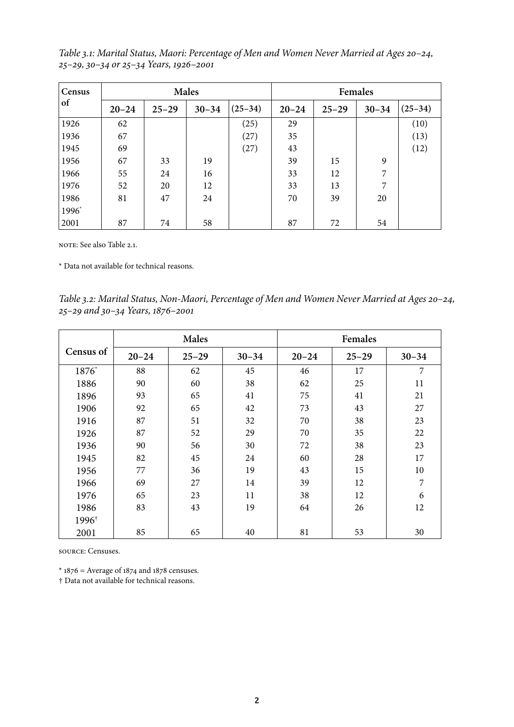*Table 3.1: Marital Status, Maori: Percentage of Men and Women Never Married at Ages 20–24, 25–29, 30–34 or 25–34 Years, 1926–2001*

| Census of | Males | | | | Females | | | |
|---|---|---|---|---|---|---|---|---|
| | 20–24 | 25–29 | 30–34 | (25–34) | 20–24 | 25–29 | 30–34 | (25–34) |
| 1926 | 62 | | | (25) | 29 | | | (10) |
| 1936 | 67 | | | (27) | 35 | | | (13) |
| 1945 | 69 | | | (27) | 43 | | | (12) |
| 1956 | 67 | 33 | 19 | | 39 | 15 | 9 | |
| 1966 | 55 | 24 | 16 | | 33 | 12 | 7 | |
| 1976 | 52 | 20 | 12 | | 33 | 13 | 7 | |
| 1986 | 81 | 47 | 24 | | 70 | 39 | 20 | |
| 1996* | | | | | | | | |
| 2001 | 87 | 74 | 58 | | 87 | 72 | 54 | |

NOTE: See also Table 2.1.

\* Data not available for technical reasons.

*Table 3.2: Marital Status, Non-Maori, Percentage of Men and Women Never Married at Ages 20–24, 25–29 and 30–34 Years, 1876–2001*

| Census of | Males | | | Females | | |
|---|---|---|---|---|---|---|
| | 20–24 | 25–29 | 30–34 | 20–24 | 25–29 | 30–34 |
| 1876* | 88 | 62 | 45 | 46 | 17 | 7 |
| 1886 | 90 | 60 | 38 | 62 | 25 | 11 |
| 1896 | 93 | 65 | 41 | 75 | 41 | 21 |
| 1906 | 92 | 65 | 42 | 73 | 43 | 27 |
| 1916 | 87 | 51 | 32 | 70 | 38 | 23 |
| 1926 | 87 | 52 | 29 | 70 | 35 | 22 |
| 1936 | 90 | 56 | 30 | 72 | 38 | 23 |
| 1945 | 82 | 45 | 24 | 60 | 28 | 17 |
| 1956 | 77 | 36 | 19 | 43 | 15 | 10 |
| 1966 | 69 | 27 | 14 | 39 | 12 | 7 |
| 1976 | 65 | 23 | 11 | 38 | 12 | 6 |
| 1986 | 83 | 43 | 19 | 64 | 26 | 12 |
| 1996† | | | | | | |
| 2001 | 85 | 65 | 40 | 81 | 53 | 30 |

SOURCE: Censuses.

\* 1876 = Average of 1874 and 1878 censuses.
† Data not available for technical reasons.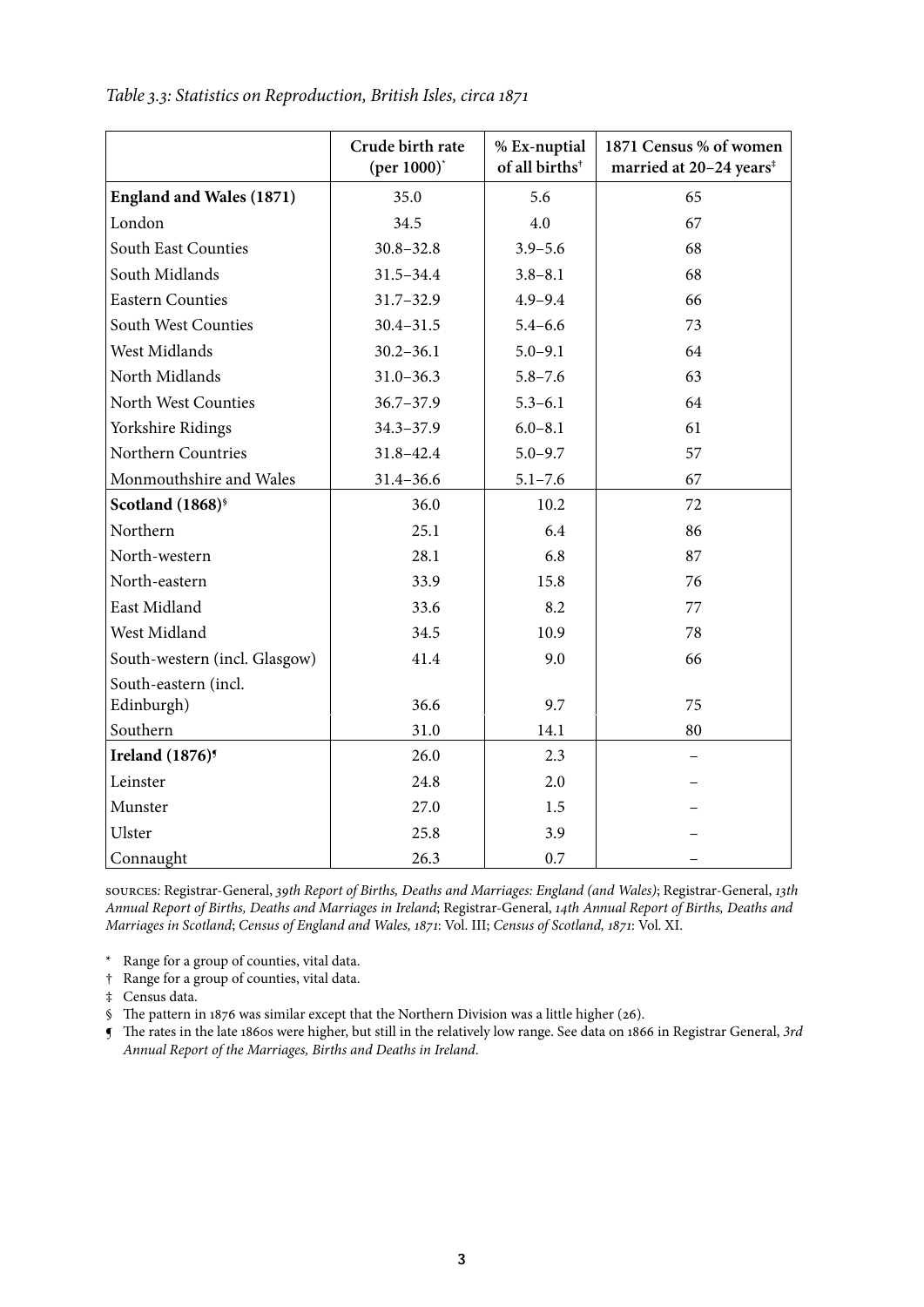*Table 3.3: Statistics on Reproduction, British Isles, circa 1871*

| | Crude birth rate (per 1000)* | % Ex-nuptial of all births† | 1871 Census % of women married at 20–24 years‡ |
|---|---|---|---|
| **England and Wales (1871)** | 35.0 | 5.6 | 65 |
| London | 34.5 | 4.0 | 67 |
| South East Counties | 30.8–32.8 | 3.9–5.6 | 68 |
| South Midlands | 31.5–34.4 | 3.8–8.1 | 68 |
| Eastern Counties | 31.7–32.9 | 4.9–9.4 | 66 |
| South West Counties | 30.4–31.5 | 5.4–6.6 | 73 |
| West Midlands | 30.2–36.1 | 5.0–9.1 | 64 |
| North Midlands | 31.0–36.3 | 5.8–7.6 | 63 |
| North West Counties | 36.7–37.9 | 5.3–6.1 | 64 |
| Yorkshire Ridings | 34.3–37.9 | 6.0–8.1 | 61 |
| Northern Countries | 31.8–42.4 | 5.0–9.7 | 57 |
| Monmouthshire and Wales | 31.4–36.6 | 5.1–7.6 | 67 |
| **Scotland (1868)§** | 36.0 | 10.2 | 72 |
| Northern | 25.1 | 6.4 | 86 |
| North-western | 28.1 | 6.8 | 87 |
| North-eastern | 33.9 | 15.8 | 76 |
| East Midland | 33.6 | 8.2 | 77 |
| West Midland | 34.5 | 10.9 | 78 |
| South-western (incl. Glasgow) | 41.4 | 9.0 | 66 |
| South-eastern (incl. Edinburgh) | 36.6 | 9.7 | 75 |
| Southern | 31.0 | 14.1 | 80 |
| **Ireland (1876)¶** | 26.0 | 2.3 | – |
| Leinster | 24.8 | 2.0 | – |
| Munster | 27.0 | 1.5 | – |
| Ulster | 25.8 | 3.9 | – |
| Connaught | 26.3 | 0.7 | – |

SOURCES: Registrar-General, *39th Report of Births, Deaths and Marriages: England (and Wales)*; Registrar-General, *13th Annual Report of Births, Deaths and Marriages in Ireland*; Registrar-General, *14th Annual Report of Births, Deaths and Marriages in Scotland*; *Census of England and Wales, 1871*: Vol. III; *Census of Scotland, 1871*: Vol. XI.

\* Range for a group of counties, vital data.

† Range for a group of counties, vital data.

‡ Census data.

§ The pattern in 1876 was similar except that the Northern Division was a little higher (26).

¶ The rates in the late 1860s were higher, but still in the relatively low range. See data on 1866 in Registrar General, *3rd Annual Report of the Marriages, Births and Deaths in Ireland*.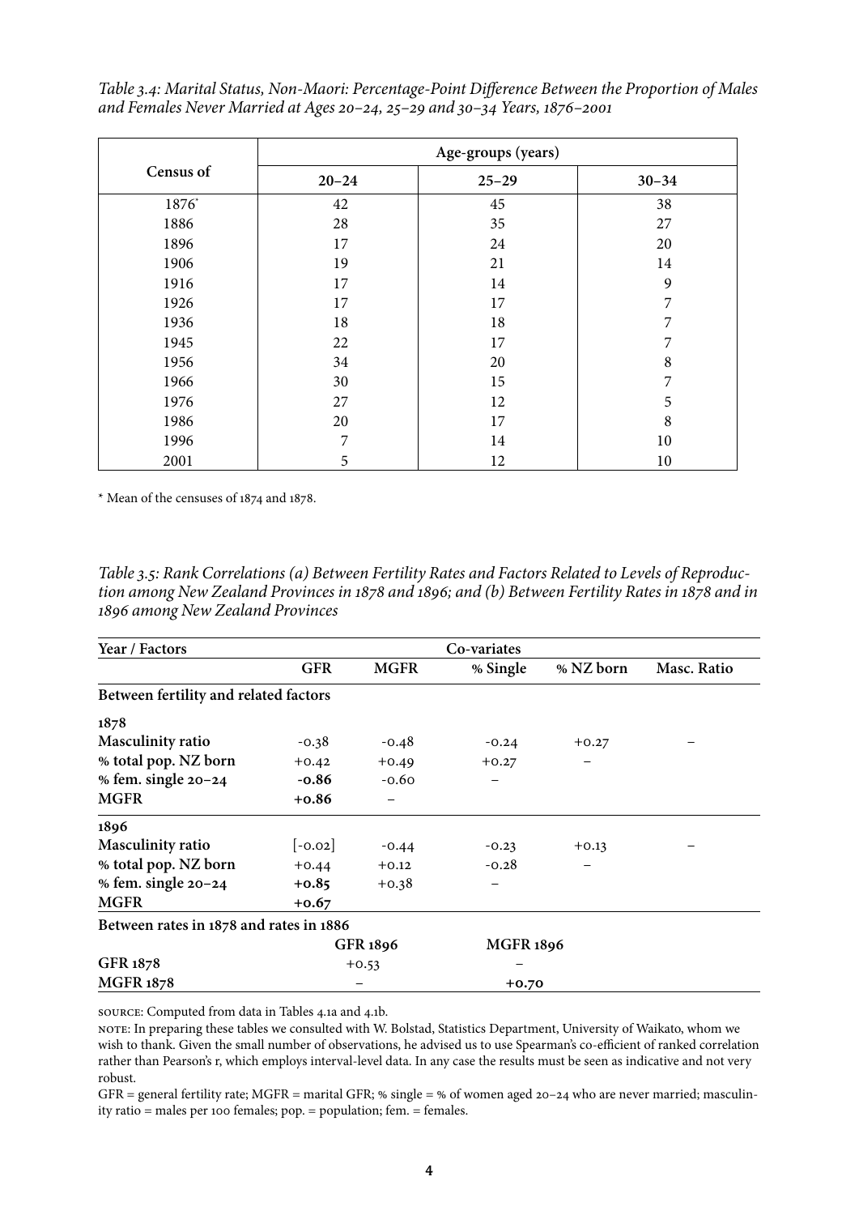*Table 3.4: Marital Status, Non-Maori: Percentage-Point Difference Between the Proportion of Males and Females Never Married at Ages 20–24, 25–29 and 30–34 Years, 1876–2001*

| Census of | Age-groups (years) | | |
|---|---|---|---|
| | 20–24 | 25–29 | 30–34 |
| 1876* | 42 | 45 | 38 |
| 1886 | 28 | 35 | 27 |
| 1896 | 17 | 24 | 20 |
| 1906 | 19 | 21 | 14 |
| 1916 | 17 | 14 | 9 |
| 1926 | 17 | 17 | 7 |
| 1936 | 18 | 18 | 7 |
| 1945 | 22 | 17 | 7 |
| 1956 | 34 | 20 | 8 |
| 1966 | 30 | 15 | 7 |
| 1976 | 27 | 12 | 5 |
| 1986 | 20 | 17 | 8 |
| 1996 | 7 | 14 | 10 |
| 2001 | 5 | 12 | 10 |

\* Mean of the censuses of 1874 and 1878.

*Table 3.5: Rank Correlations (a) Between Fertility Rates and Factors Related to Levels of Reproduction among New Zealand Provinces in 1878 and 1896; and (b) Between Fertility Rates in 1878 and in 1896 among New Zealand Provinces*

| Year / Factors | Co-variates | | | | |
|---|---|---|---|---|---|
| | GFR | MGFR | % Single | % NZ born | Masc. Ratio |
| **Between fertility and related factors** | | | | | |
| **1878** | | | | | |
| **Masculinity ratio** | -0.38 | -0.48 | -0.24 | +0.27 | – |
| **% total pop. NZ born** | +0.42 | +0.49 | +0.27 | – | |
| **% fem. single 20–24** | **-0.86** | -0.60 | – | | |
| **MGFR** | **+0.86** | – | | | |
| **1896** | | | | | |
| **Masculinity ratio** | [-0.02] | -0.44 | -0.23 | +0.13 | – |
| **% total pop. NZ born** | +0.44 | +0.12 | -0.28 | – | |
| **% fem. single 20–24** | **+0.85** | +0.38 | – | | |
| **MGFR** | **+0.67** | | | | |
| **Between rates in 1878 and rates in 1886** | | | | | |
| | GFR 1896 | | MGFR 1896 | | |
| **GFR 1878** | +0.53 | | – | | |
| **MGFR 1878** | – | | **+0.70** | | |

SOURCE: Computed from data in Tables 4.1a and 4.1b.

NOTE: In preparing these tables we consulted with W. Bolstad, Statistics Department, University of Waikato, whom we wish to thank. Given the small number of observations, he advised us to use Spearman's co-efficient of ranked correlation rather than Pearson's r, which employs interval-level data. In any case the results must be seen as indicative and not very robust.

GFR = general fertility rate; MGFR = marital GFR; % single = % of women aged 20–24 who are never married; masculinity ratio = males per 100 females; pop. = population; fem. = females.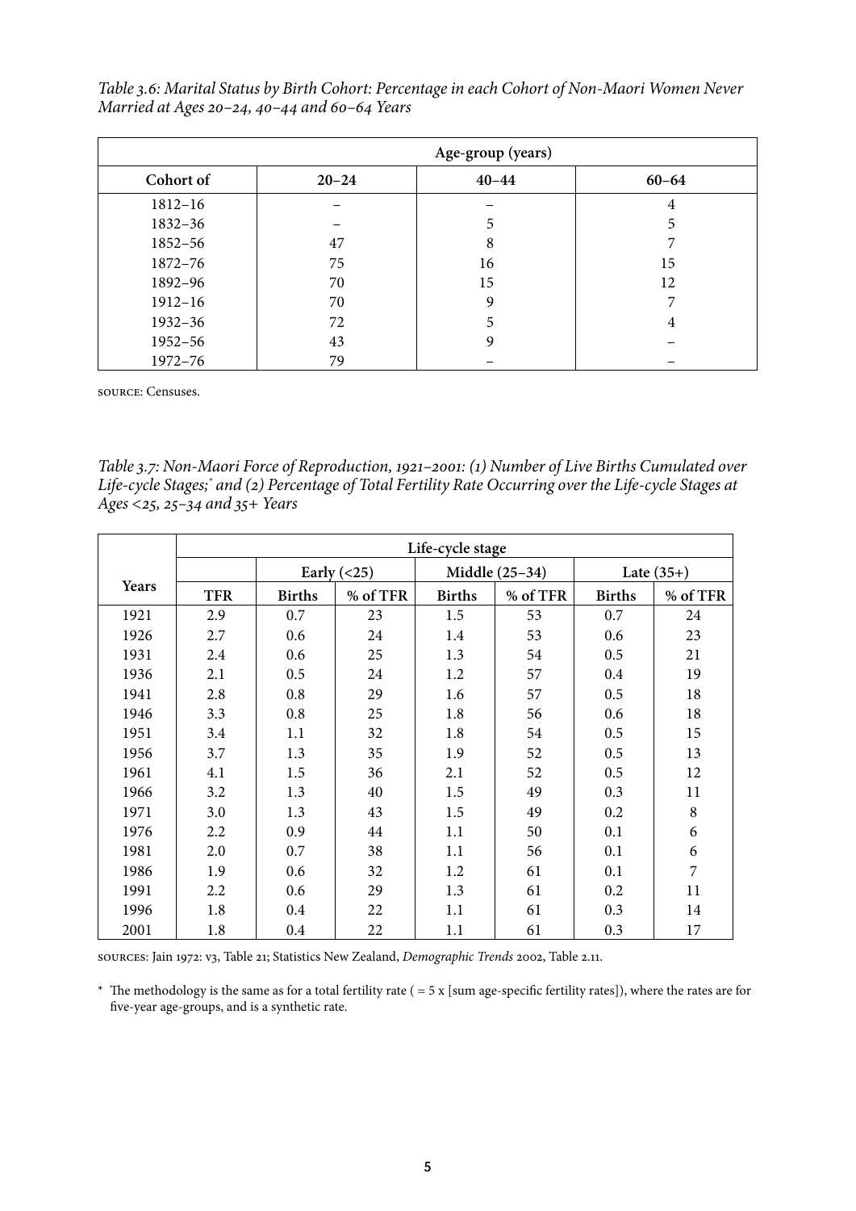*Table 3.6: Marital Status by Birth Cohort: Percentage in each Cohort of Non-Maori Women Never Married at Ages 20–24, 40–44 and 60–64 Years*

| | Age-group (years) | | |
|---|---|---|---|
| Cohort of | 20–24 | 40–44 | 60–64 |
| 1812–16 | – | – | 4 |
| 1832–36 | – | 5 | 5 |
| 1852–56 | 47 | 8 | 7 |
| 1872–76 | 75 | 16 | 15 |
| 1892–96 | 70 | 15 | 12 |
| 1912–16 | 70 | 9 | 7 |
| 1932–36 | 72 | 5 | 4 |
| 1952–56 | 43 | 9 | – |
| 1972–76 | 79 | – | – |

SOURCE: Censuses.

*Table 3.7: Non-Maori Force of Reproduction, 1921–2001: (1) Number of Live Births Cumulated over Life-cycle Stages;\* and (2) Percentage of Total Fertility Rate Occurring over the Life-cycle Stages at Ages <25, 25–34 and 35+ Years*

| | Life-cycle stage | | | | | | |
|---|---|---|---|---|---|---|---|
| | | Early (<25) | | Middle (25–34) | | Late (35+) | |
| Years | TFR | Births | % of TFR | Births | % of TFR | Births | % of TFR |
| 1921 | 2.9 | 0.7 | 23 | 1.5 | 53 | 0.7 | 24 |
| 1926 | 2.7 | 0.6 | 24 | 1.4 | 53 | 0.6 | 23 |
| 1931 | 2.4 | 0.6 | 25 | 1.3 | 54 | 0.5 | 21 |
| 1936 | 2.1 | 0.5 | 24 | 1.2 | 57 | 0.4 | 19 |
| 1941 | 2.8 | 0.8 | 29 | 1.6 | 57 | 0.5 | 18 |
| 1946 | 3.3 | 0.8 | 25 | 1.8 | 56 | 0.6 | 18 |
| 1951 | 3.4 | 1.1 | 32 | 1.8 | 54 | 0.5 | 15 |
| 1956 | 3.7 | 1.3 | 35 | 1.9 | 52 | 0.5 | 13 |
| 1961 | 4.1 | 1.5 | 36 | 2.1 | 52 | 0.5 | 12 |
| 1966 | 3.2 | 1.3 | 40 | 1.5 | 49 | 0.3 | 11 |
| 1971 | 3.0 | 1.3 | 43 | 1.5 | 49 | 0.2 | 8 |
| 1976 | 2.2 | 0.9 | 44 | 1.1 | 50 | 0.1 | 6 |
| 1981 | 2.0 | 0.7 | 38 | 1.1 | 56 | 0.1 | 6 |
| 1986 | 1.9 | 0.6 | 32 | 1.2 | 61 | 0.1 | 7 |
| 1991 | 2.2 | 0.6 | 29 | 1.3 | 61 | 0.2 | 11 |
| 1996 | 1.8 | 0.4 | 22 | 1.1 | 61 | 0.3 | 14 |
| 2001 | 1.8 | 0.4 | 22 | 1.1 | 61 | 0.3 | 17 |

SOURCES: Jain 1972: v3, Table 21; Statistics New Zealand, *Demographic Trends* 2002, Table 2.11.

\* The methodology is the same as for a total fertility rate ( = 5 x [sum age-specific fertility rates]), where the rates are for five-year age-groups, and is a synthetic rate.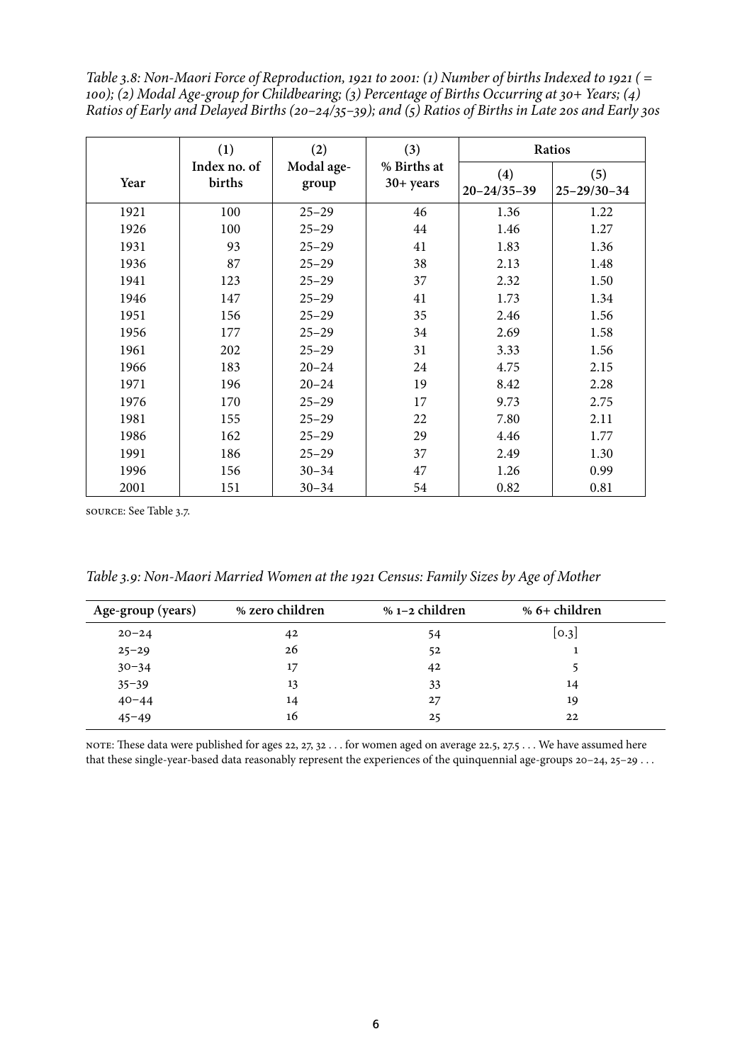*Table 3.8: Non-Maori Force of Reproduction, 1921 to 2001: (1) Number of births Indexed to 1921 ( = 100); (2) Modal Age-group for Childbearing; (3) Percentage of Births Occurring at 30+ Years; (4) Ratios of Early and Delayed Births (20–24/35–39); and (5) Ratios of Births in Late 20s and Early 30s*

| Year | (1) Index no. of births | (2) Modal age-group | (3) % Births at 30+ years | Ratios (4) 20–24/35–39 | (5) 25–29/30–34 |
|---|---|---|---|---|---|
| 1921 | 100 | 25–29 | 46 | 1.36 | 1.22 |
| 1926 | 100 | 25–29 | 44 | 1.46 | 1.27 |
| 1931 | 93 | 25–29 | 41 | 1.83 | 1.36 |
| 1936 | 87 | 25–29 | 38 | 2.13 | 1.48 |
| 1941 | 123 | 25–29 | 37 | 2.32 | 1.50 |
| 1946 | 147 | 25–29 | 41 | 1.73 | 1.34 |
| 1951 | 156 | 25–29 | 35 | 2.46 | 1.56 |
| 1956 | 177 | 25–29 | 34 | 2.69 | 1.58 |
| 1961 | 202 | 25–29 | 31 | 3.33 | 1.56 |
| 1966 | 183 | 20–24 | 24 | 4.75 | 2.15 |
| 1971 | 196 | 20–24 | 19 | 8.42 | 2.28 |
| 1976 | 170 | 25–29 | 17 | 9.73 | 2.75 |
| 1981 | 155 | 25–29 | 22 | 7.80 | 2.11 |
| 1986 | 162 | 25–29 | 29 | 4.46 | 1.77 |
| 1991 | 186 | 25–29 | 37 | 2.49 | 1.30 |
| 1996 | 156 | 30–34 | 47 | 1.26 | 0.99 |
| 2001 | 151 | 30–34 | 54 | 0.82 | 0.81 |

SOURCE: See Table 3.7.

*Table 3.9: Non-Maori Married Women at the 1921 Census: Family Sizes by Age of Mother*

| Age-group (years) | % zero children | % 1–2 children | % 6+ children |
|---|---|---|---|
| 20–24 | 42 | 54 | [0.3] |
| 25–29 | 26 | 52 | 1 |
| 30–34 | 17 | 42 | 5 |
| 35–39 | 13 | 33 | 14 |
| 40–44 | 14 | 27 | 19 |
| 45–49 | 16 | 25 | 22 |

NOTE: These data were published for ages 22, 27, 32 . . . for women aged on average 22.5, 27.5 . . . We have assumed here that these single-year-based data reasonably represent the experiences of the quinquennial age-groups 20–24, 25–29 . . .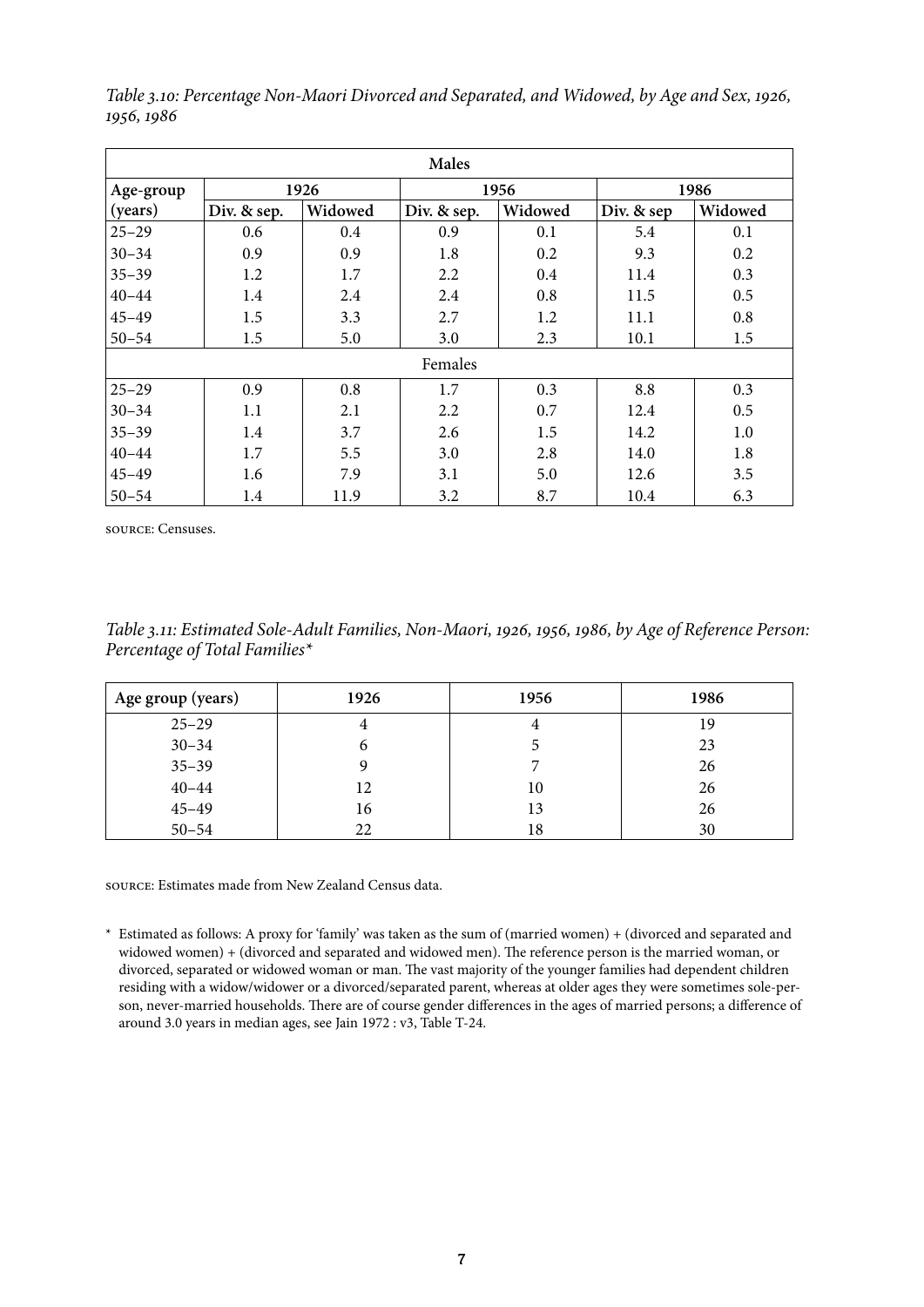*Table 3.10: Percentage Non-Maori Divorced and Separated, and Widowed, by Age and Sex, 1926, 1956, 1986*

| Age-group (years) | 1926 | | 1956 | | 1986 | |
|---|---|---|---|---|---|---|
| | Div. & sep. | Widowed | Div. & sep. | Widowed | Div. & sep | Widowed |
| **Males** | | | | | | |
| 25–29 | 0.6 | 0.4 | 0.9 | 0.1 | 5.4 | 0.1 |
| 30–34 | 0.9 | 0.9 | 1.8 | 0.2 | 9.3 | 0.2 |
| 35–39 | 1.2 | 1.7 | 2.2 | 0.4 | 11.4 | 0.3 |
| 40–44 | 1.4 | 2.4 | 2.4 | 0.8 | 11.5 | 0.5 |
| 45–49 | 1.5 | 3.3 | 2.7 | 1.2 | 11.1 | 0.8 |
| 50–54 | 1.5 | 5.0 | 3.0 | 2.3 | 10.1 | 1.5 |
| Females | | | | | | |
| 25–29 | 0.9 | 0.8 | 1.7 | 0.3 | 8.8 | 0.3 |
| 30–34 | 1.1 | 2.1 | 2.2 | 0.7 | 12.4 | 0.5 |
| 35–39 | 1.4 | 3.7 | 2.6 | 1.5 | 14.2 | 1.0 |
| 40–44 | 1.7 | 5.5 | 3.0 | 2.8 | 14.0 | 1.8 |
| 45–49 | 1.6 | 7.9 | 3.1 | 5.0 | 12.6 | 3.5 |
| 50–54 | 1.4 | 11.9 | 3.2 | 8.7 | 10.4 | 6.3 |

SOURCE: Censuses.

*Table 3.11: Estimated Sole-Adult Families, Non-Maori, 1926, 1956, 1986, by Age of Reference Person: Percentage of Total Families\**

| Age group (years) | 1926 | 1956 | 1986 |
|---|---|---|---|
| 25–29 | 4 | 4 | 19 |
| 30–34 | 6 | 5 | 23 |
| 35–39 | 9 | 7 | 26 |
| 40–44 | 12 | 10 | 26 |
| 45–49 | 16 | 13 | 26 |
| 50–54 | 22 | 18 | 30 |

SOURCE: Estimates made from New Zealand Census data.

\* Estimated as follows: A proxy for 'family' was taken as the sum of (married women) + (divorced and separated and widowed women) + (divorced and separated and widowed men). The reference person is the married woman, or divorced, separated or widowed woman or man. The vast majority of the younger families had dependent children residing with a widow/widower or a divorced/separated parent, whereas at older ages they were sometimes sole-person, never-married households. There are of course gender differences in the ages of married persons; a difference of around 3.0 years in median ages, see Jain 1972 : v3, Table T-24.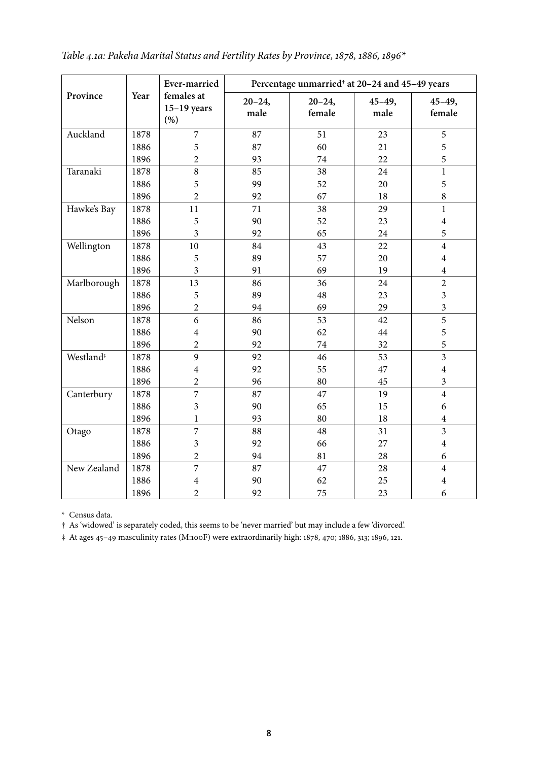*Table 4.1a: Pakeha Marital Status and Fertility Rates by Province, 1878, 1886, 1896**

| Province | Year | Ever-married females at 15–19 years (%) | Percentage unmarried† at 20–24 and 45–49 years | | | |
|---|---|---|---|---|---|---|
| | | | 20–24, male | 20–24, female | 45–49, male | 45–49, female |
| Auckland | 1878 | 7 | 87 | 51 | 23 | 5 |
| | 1886 | 5 | 87 | 60 | 21 | 5 |
| | 1896 | 2 | 93 | 74 | 22 | 5 |
| Taranaki | 1878 | 8 | 85 | 38 | 24 | 1 |
| | 1886 | 5 | 99 | 52 | 20 | 5 |
| | 1896 | 2 | 92 | 67 | 18 | 8 |
| Hawke's Bay | 1878 | 11 | 71 | 38 | 29 | 1 |
| | 1886 | 5 | 90 | 52 | 23 | 4 |
| | 1896 | 3 | 92 | 65 | 24 | 5 |
| Wellington | 1878 | 10 | 84 | 43 | 22 | 4 |
| | 1886 | 5 | 89 | 57 | 20 | 4 |
| | 1896 | 3 | 91 | 69 | 19 | 4 |
| Marlborough | 1878 | 13 | 86 | 36 | 24 | 2 |
| | 1886 | 5 | 89 | 48 | 23 | 3 |
| | 1896 | 2 | 94 | 69 | 29 | 3 |
| Nelson | 1878 | 6 | 86 | 53 | 42 | 5 |
| | 1886 | 4 | 90 | 62 | 44 | 5 |
| | 1896 | 2 | 92 | 74 | 32 | 5 |
| Westland‡ | 1878 | 9 | 92 | 46 | 53 | 3 |
| | 1886 | 4 | 92 | 55 | 47 | 4 |
| | 1896 | 2 | 96 | 80 | 45 | 3 |
| Canterbury | 1878 | 7 | 87 | 47 | 19 | 4 |
| | 1886 | 3 | 90 | 65 | 15 | 6 |
| | 1896 | 1 | 93 | 80 | 18 | 4 |
| Otago | 1878 | 7 | 88 | 48 | 31 | 3 |
| | 1886 | 3 | 92 | 66 | 27 | 4 |
| | 1896 | 2 | 94 | 81 | 28 | 6 |
| New Zealand | 1878 | 7 | 87 | 47 | 28 | 4 |
| | 1886 | 4 | 90 | 62 | 25 | 4 |
| | 1896 | 2 | 92 | 75 | 23 | 6 |

\* Census data.

† As 'widowed' is separately coded, this seems to be 'never married' but may include a few 'divorced'.

‡ At ages 45–49 masculinity rates (M:100F) were extraordinarily high: 1878, 470; 1886, 313; 1896, 121.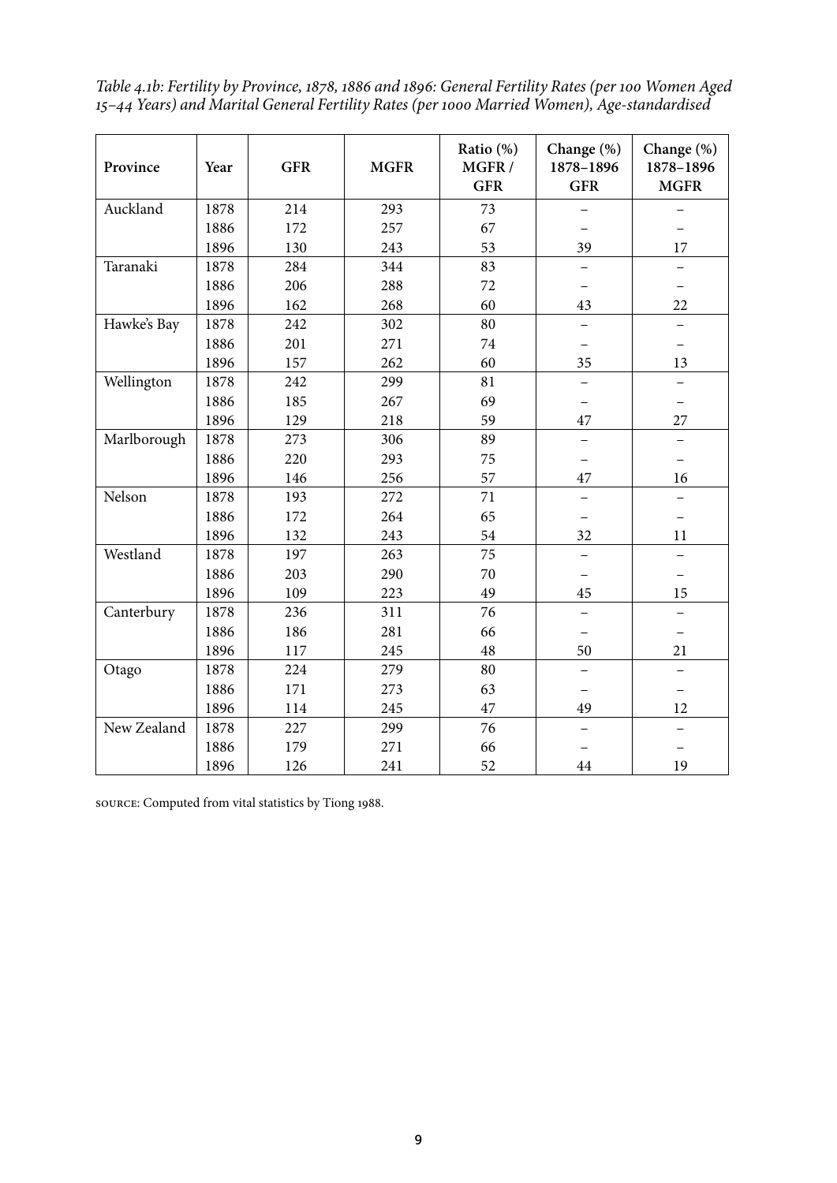*Table 4.1b: Fertility by Province, 1878, 1886 and 1896: General Fertility Rates (per 100 Women Aged 15–44 Years) and Marital General Fertility Rates (per 1000 Married Women), Age-standardised*

| Province | Year | GFR | MGFR | Ratio (%) MGFR / GFR | Change (%) 1878–1896 GFR | Change (%) 1878–1896 MGFR |
|---|---|---|---|---|---|---|
| Auckland | 1878 | 214 | 293 | 73 | – | – |
| | 1886 | 172 | 257 | 67 | – | – |
| | 1896 | 130 | 243 | 53 | 39 | 17 |
| Taranaki | 1878 | 284 | 344 | 83 | – | – |
| | 1886 | 206 | 288 | 72 | – | – |
| | 1896 | 162 | 268 | 60 | 43 | 22 |
| Hawke's Bay | 1878 | 242 | 302 | 80 | – | – |
| | 1886 | 201 | 271 | 74 | – | – |
| | 1896 | 157 | 262 | 60 | 35 | 13 |
| Wellington | 1878 | 242 | 299 | 81 | – | – |
| | 1886 | 185 | 267 | 69 | – | – |
| | 1896 | 129 | 218 | 59 | 47 | 27 |
| Marlborough | 1878 | 273 | 306 | 89 | – | – |
| | 1886 | 220 | 293 | 75 | – | – |
| | 1896 | 146 | 256 | 57 | 47 | 16 |
| Nelson | 1878 | 193 | 272 | 71 | – | – |
| | 1886 | 172 | 264 | 65 | – | – |
| | 1896 | 132 | 243 | 54 | 32 | 11 |
| Westland | 1878 | 197 | 263 | 75 | – | – |
| | 1886 | 203 | 290 | 70 | – | – |
| | 1896 | 109 | 223 | 49 | 45 | 15 |
| Canterbury | 1878 | 236 | 311 | 76 | – | – |
| | 1886 | 186 | 281 | 66 | – | – |
| | 1896 | 117 | 245 | 48 | 50 | 21 |
| Otago | 1878 | 224 | 279 | 80 | – | – |
| | 1886 | 171 | 273 | 63 | – | – |
| | 1896 | 114 | 245 | 47 | 49 | 12 |
| New Zealand | 1878 | 227 | 299 | 76 | – | – |
| | 1886 | 179 | 271 | 66 | – | – |
| | 1896 | 126 | 241 | 52 | 44 | 19 |

SOURCE: Computed from vital statistics by Tiong 1988.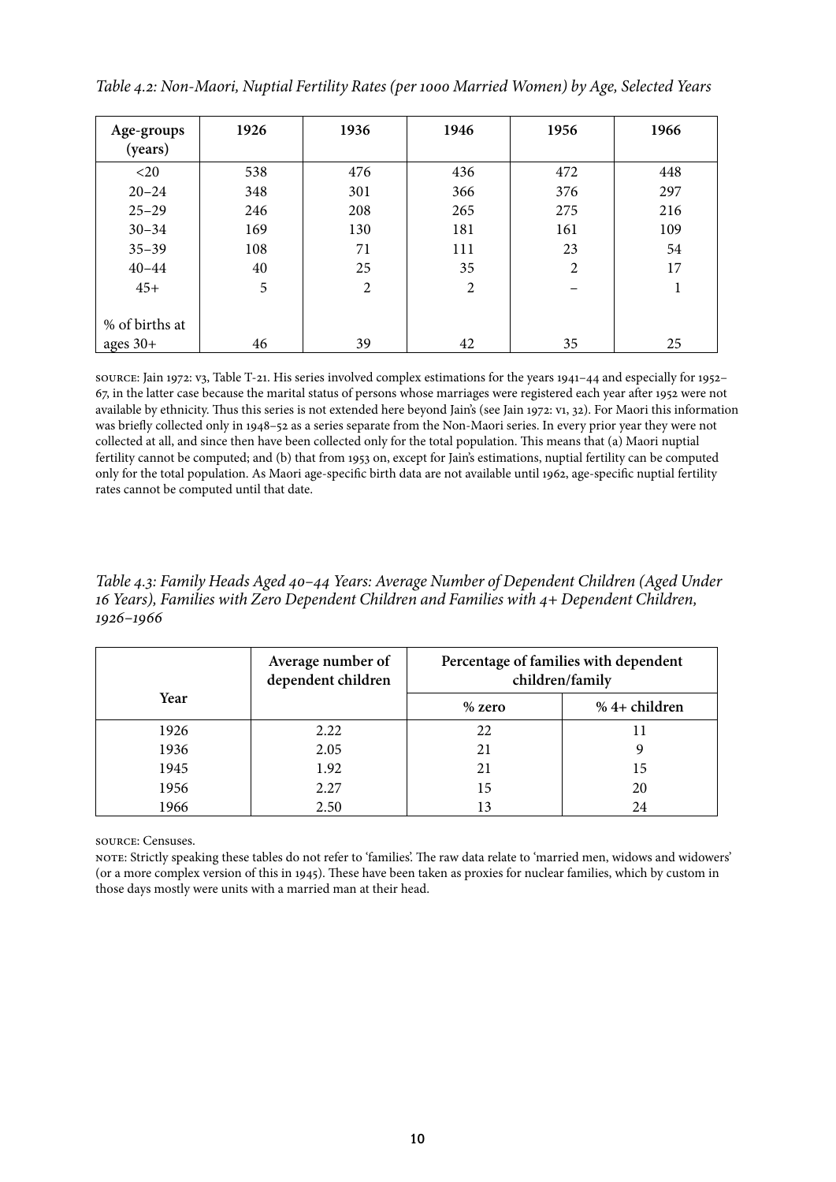*Table 4.2: Non-Maori, Nuptial Fertility Rates (per 1000 Married Women) by Age, Selected Years*

| Age-groups (years) | 1926 | 1936 | 1946 | 1956 | 1966 |
|---|---|---|---|---|---|
| <20 | 538 | 476 | 436 | 472 | 448 |
| 20–24 | 348 | 301 | 366 | 376 | 297 |
| 25–29 | 246 | 208 | 265 | 275 | 216 |
| 30–34 | 169 | 130 | 181 | 161 | 109 |
| 35–39 | 108 | 71 | 111 | 23 | 54 |
| 40–44 | 40 | 25 | 35 | 2 | 17 |
| 45+ | 5 | 2 | 2 | – | 1 |
| % of births at ages 30+ | 46 | 39 | 42 | 35 | 25 |

SOURCE: Jain 1972: v3, Table T-21. His series involved complex estimations for the years 1941–44 and especially for 1952–67, in the latter case because the marital status of persons whose marriages were registered each year after 1952 were not available by ethnicity. Thus this series is not extended here beyond Jain's (see Jain 1972: v1, 32). For Maori this information was briefly collected only in 1948–52 as a series separate from the Non-Maori series. In every prior year they were not collected at all, and since then have been collected only for the total population. This means that (a) Maori nuptial fertility cannot be computed; and (b) that from 1953 on, except for Jain's estimations, nuptial fertility can be computed only for the total population. As Maori age-specific birth data are not available until 1962, age-specific nuptial fertility rates cannot be computed until that date.

*Table 4.3: Family Heads Aged 40–44 Years: Average Number of Dependent Children (Aged Under 16 Years), Families with Zero Dependent Children and Families with 4+ Dependent Children, 1926–1966*

| Year | Average number of dependent children | Percentage of families with dependent children/family | |
|---|---|---|---|
| | | % zero | % 4+ children |
| 1926 | 2.22 | 22 | 11 |
| 1936 | 2.05 | 21 | 9 |
| 1945 | 1.92 | 21 | 15 |
| 1956 | 2.27 | 15 | 20 |
| 1966 | 2.50 | 13 | 24 |

SOURCE: Censuses.

NOTE: Strictly speaking these tables do not refer to 'families'. The raw data relate to 'married men, widows and widowers' (or a more complex version of this in 1945). These have been taken as proxies for nuclear families, which by custom in those days mostly were units with a married man at their head.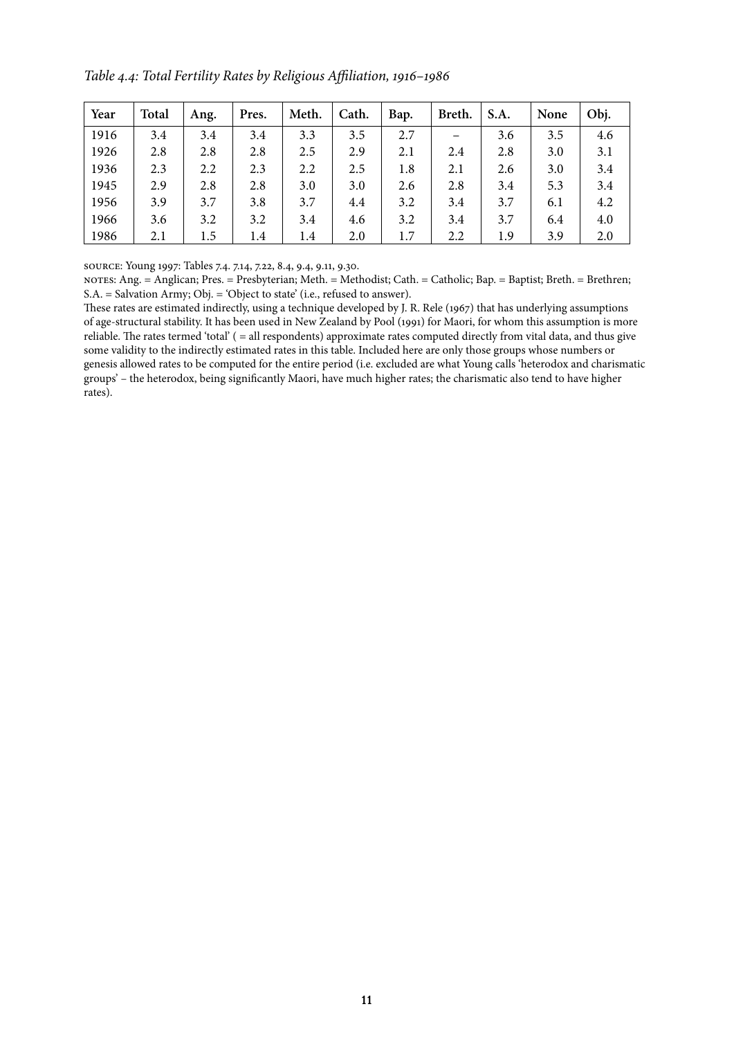*Table 4.4: Total Fertility Rates by Religious Affiliation, 1916–1986*

| Year | Total | Ang. | Pres. | Meth. | Cath. | Bap. | Breth. | S.A. | None | Obj. |
|---|---|---|---|---|---|---|---|---|---|---|
| 1916 | 3.4 | 3.4 | 3.4 | 3.3 | 3.5 | 2.7 | – | 3.6 | 3.5 | 4.6 |
| 1926 | 2.8 | 2.8 | 2.8 | 2.5 | 2.9 | 2.1 | 2.4 | 2.8 | 3.0 | 3.1 |
| 1936 | 2.3 | 2.2 | 2.3 | 2.2 | 2.5 | 1.8 | 2.1 | 2.6 | 3.0 | 3.4 |
| 1945 | 2.9 | 2.8 | 2.8 | 3.0 | 3.0 | 2.6 | 2.8 | 3.4 | 5.3 | 3.4 |
| 1956 | 3.9 | 3.7 | 3.8 | 3.7 | 4.4 | 3.2 | 3.4 | 3.7 | 6.1 | 4.2 |
| 1966 | 3.6 | 3.2 | 3.2 | 3.4 | 4.6 | 3.2 | 3.4 | 3.7 | 6.4 | 4.0 |
| 1986 | 2.1 | 1.5 | 1.4 | 1.4 | 2.0 | 1.7 | 2.2 | 1.9 | 3.9 | 2.0 |

SOURCE: Young 1997: Tables 7.4. 7.14, 7.22, 8.4, 9.4, 9.11, 9.30.

NOTES: Ang. = Anglican; Pres. = Presbyterian; Meth. = Methodist; Cath. = Catholic; Bap. = Baptist; Breth. = Brethren; S.A. = Salvation Army; Obj. = 'Object to state' (i.e., refused to answer).

These rates are estimated indirectly, using a technique developed by J. R. Rele (1967) that has underlying assumptions of age-structural stability. It has been used in New Zealand by Pool (1991) for Maori, for whom this assumption is more reliable. The rates termed 'total' ( = all respondents) approximate rates computed directly from vital data, and thus give some validity to the indirectly estimated rates in this table. Included here are only those groups whose numbers or genesis allowed rates to be computed for the entire period (i.e. excluded are what Young calls 'heterodox and charismatic groups' – the heterodox, being significantly Maori, have much higher rates; the charismatic also tend to have higher rates).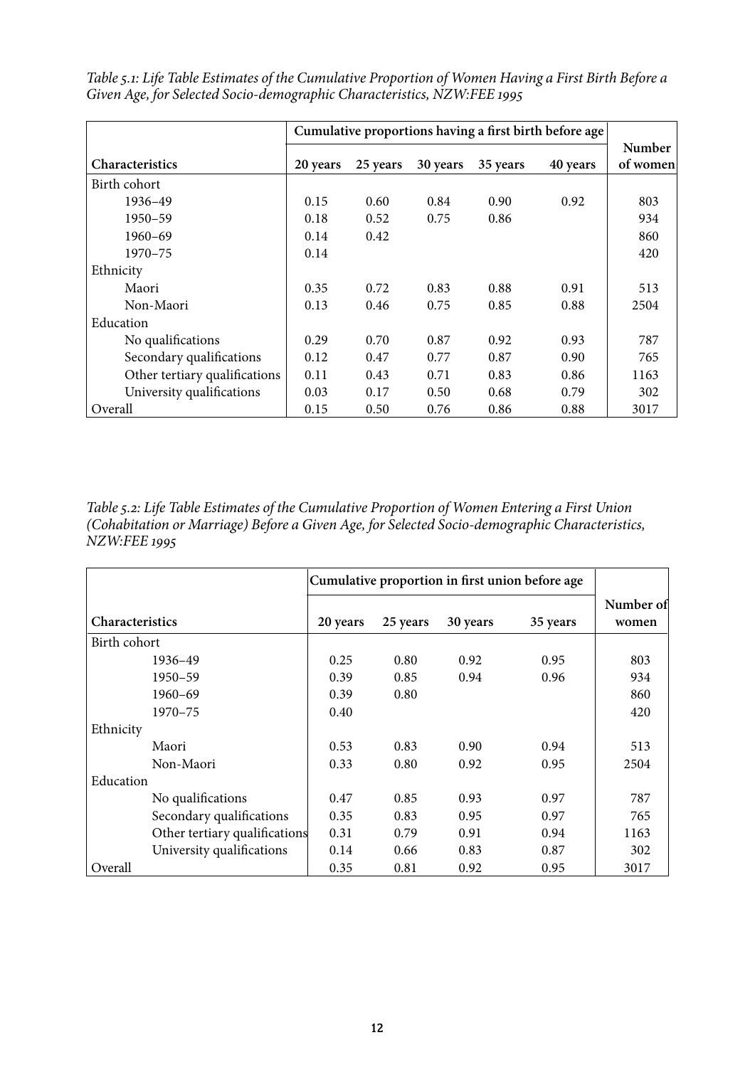*Table 5.1: Life Table Estimates of the Cumulative Proportion of Women Having a First Birth Before a Given Age, for Selected Socio-demographic Characteristics, NZW:FEE 1995*

| | Cumulative proportions having a first birth before age | | | | | |
|---|---|---|---|---|---|---|
| **Characteristics** | **20 years** | **25 years** | **30 years** | **35 years** | **40 years** | **Number of women** |
| Birth cohort | | | | | | |
| 1936–49 | 0.15 | 0.60 | 0.84 | 0.90 | 0.92 | 803 |
| 1950–59 | 0.18 | 0.52 | 0.75 | 0.86 | | 934 |
| 1960–69 | 0.14 | 0.42 | | | | 860 |
| 1970–75 | 0.14 | | | | | 420 |
| Ethnicity | | | | | | |
| Maori | 0.35 | 0.72 | 0.83 | 0.88 | 0.91 | 513 |
| Non-Maori | 0.13 | 0.46 | 0.75 | 0.85 | 0.88 | 2504 |
| Education | | | | | | |
| No qualifications | 0.29 | 0.70 | 0.87 | 0.92 | 0.93 | 787 |
| Secondary qualifications | 0.12 | 0.47 | 0.77 | 0.87 | 0.90 | 765 |
| Other tertiary qualifications | 0.11 | 0.43 | 0.71 | 0.83 | 0.86 | 1163 |
| University qualifications | 0.03 | 0.17 | 0.50 | 0.68 | 0.79 | 302 |
| Overall | 0.15 | 0.50 | 0.76 | 0.86 | 0.88 | 3017 |

*Table 5.2: Life Table Estimates of the Cumulative Proportion of Women Entering a First Union (Cohabitation or Marriage) Before a Given Age, for Selected Socio-demographic Characteristics, NZW:FEE 1995*

| | Cumulative proportion in first union before age | | | | |
|---|---|---|---|---|---|
| **Characteristics** | **20 years** | **25 years** | **30 years** | **35 years** | **Number of women** |
| Birth cohort | | | | | |
| 1936–49 | 0.25 | 0.80 | 0.92 | 0.95 | 803 |
| 1950–59 | 0.39 | 0.85 | 0.94 | 0.96 | 934 |
| 1960–69 | 0.39 | 0.80 | | | 860 |
| 1970–75 | 0.40 | | | | 420 |
| Ethnicity | | | | | |
| Maori | 0.53 | 0.83 | 0.90 | 0.94 | 513 |
| Non-Maori | 0.33 | 0.80 | 0.92 | 0.95 | 2504 |
| Education | | | | | |
| No qualifications | 0.47 | 0.85 | 0.93 | 0.97 | 787 |
| Secondary qualifications | 0.35 | 0.83 | 0.95 | 0.97 | 765 |
| Other tertiary qualifications | 0.31 | 0.79 | 0.91 | 0.94 | 1163 |
| University qualifications | 0.14 | 0.66 | 0.83 | 0.87 | 302 |
| Overall | 0.35 | 0.81 | 0.92 | 0.95 | 3017 |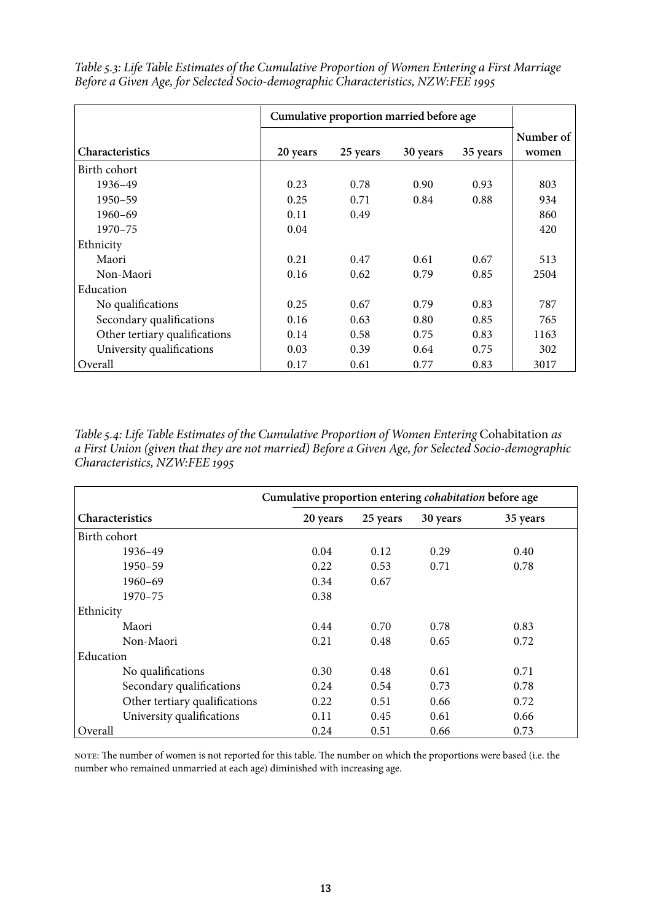*Table 5.3: Life Table Estimates of the Cumulative Proportion of Women Entering a First Marriage Before a Given Age, for Selected Socio-demographic Characteristics, NZW:FEE 1995*

| | Cumulative proportion married before age | | | | |
|---|---|---|---|---|---|
| **Characteristics** | **20 years** | **25 years** | **30 years** | **35 years** | **Number of women** |
| Birth cohort | | | | | |
| 1936–49 | 0.23 | 0.78 | 0.90 | 0.93 | 803 |
| 1950–59 | 0.25 | 0.71 | 0.84 | 0.88 | 934 |
| 1960–69 | 0.11 | 0.49 | | | 860 |
| 1970–75 | 0.04 | | | | 420 |
| Ethnicity | | | | | |
| Maori | 0.21 | 0.47 | 0.61 | 0.67 | 513 |
| Non-Maori | 0.16 | 0.62 | 0.79 | 0.85 | 2504 |
| Education | | | | | |
| No qualifications | 0.25 | 0.67 | 0.79 | 0.83 | 787 |
| Secondary qualifications | 0.16 | 0.63 | 0.80 | 0.85 | 765 |
| Other tertiary qualifications | 0.14 | 0.58 | 0.75 | 0.83 | 1163 |
| University qualifications | 0.03 | 0.39 | 0.64 | 0.75 | 302 |
| Overall | 0.17 | 0.61 | 0.77 | 0.83 | 3017 |

*Table 5.4: Life Table Estimates of the Cumulative Proportion of Women Entering* Cohabitation *as a First Union (given that they are not married) Before a Given Age, for Selected Socio-demographic Characteristics, NZW:FEE 1995*

| | Cumulative proportion entering *cohabitation* before age | | | |
|---|---|---|---|---|
| **Characteristics** | **20 years** | **25 years** | **30 years** | **35 years** |
| Birth cohort | | | | |
| 1936–49 | 0.04 | 0.12 | 0.29 | 0.40 |
| 1950–59 | 0.22 | 0.53 | 0.71 | 0.78 |
| 1960–69 | 0.34 | 0.67 | | |
| 1970–75 | 0.38 | | | |
| Ethnicity | | | | |
| Maori | 0.44 | 0.70 | 0.78 | 0.83 |
| Non-Maori | 0.21 | 0.48 | 0.65 | 0.72 |
| Education | | | | |
| No qualifications | 0.30 | 0.48 | 0.61 | 0.71 |
| Secondary qualifications | 0.24 | 0.54 | 0.73 | 0.78 |
| Other tertiary qualifications | 0.22 | 0.51 | 0.66 | 0.72 |
| University qualifications | 0.11 | 0.45 | 0.61 | 0.66 |
| Overall | 0.24 | 0.51 | 0.66 | 0.73 |

NOTE: The number of women is not reported for this table. The number on which the proportions were based (i.e. the number who remained unmarried at each age) diminished with increasing age.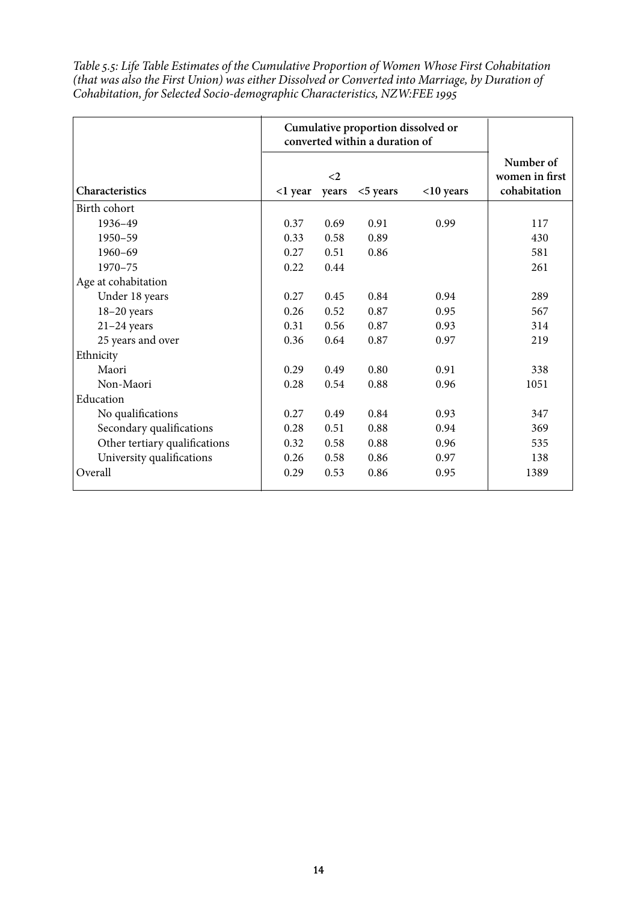*Table 5.5: Life Table Estimates of the Cumulative Proportion of Women Whose First Cohabitation (that was also the First Union) was either Dissolved or Converted into Marriage, by Duration of Cohabitation, for Selected Socio-demographic Characteristics, NZW:FEE 1995*

| | Cumulative proportion dissolved or converted within a duration of | | | | |
|---|---|---|---|---|---|
| **Characteristics** | **<1 year** | **<2 years** | **<5 years** | **<10 years** | **Number of women in first cohabitation** |
| Birth cohort | | | | | |
| 1936–49 | 0.37 | 0.69 | 0.91 | 0.99 | 117 |
| 1950–59 | 0.33 | 0.58 | 0.89 | | 430 |
| 1960–69 | 0.27 | 0.51 | 0.86 | | 581 |
| 1970–75 | 0.22 | 0.44 | | | 261 |
| Age at cohabitation | | | | | |
| Under 18 years | 0.27 | 0.45 | 0.84 | 0.94 | 289 |
| 18–20 years | 0.26 | 0.52 | 0.87 | 0.95 | 567 |
| 21–24 years | 0.31 | 0.56 | 0.87 | 0.93 | 314 |
| 25 years and over | 0.36 | 0.64 | 0.87 | 0.97 | 219 |
| Ethnicity | | | | | |
| Maori | 0.29 | 0.49 | 0.80 | 0.91 | 338 |
| Non-Maori | 0.28 | 0.54 | 0.88 | 0.96 | 1051 |
| Education | | | | | |
| No qualifications | 0.27 | 0.49 | 0.84 | 0.93 | 347 |
| Secondary qualifications | 0.28 | 0.51 | 0.88 | 0.94 | 369 |
| Other tertiary qualifications | 0.32 | 0.58 | 0.88 | 0.96 | 535 |
| University qualifications | 0.26 | 0.58 | 0.86 | 0.97 | 138 |
| Overall | 0.29 | 0.53 | 0.86 | 0.95 | 1389 |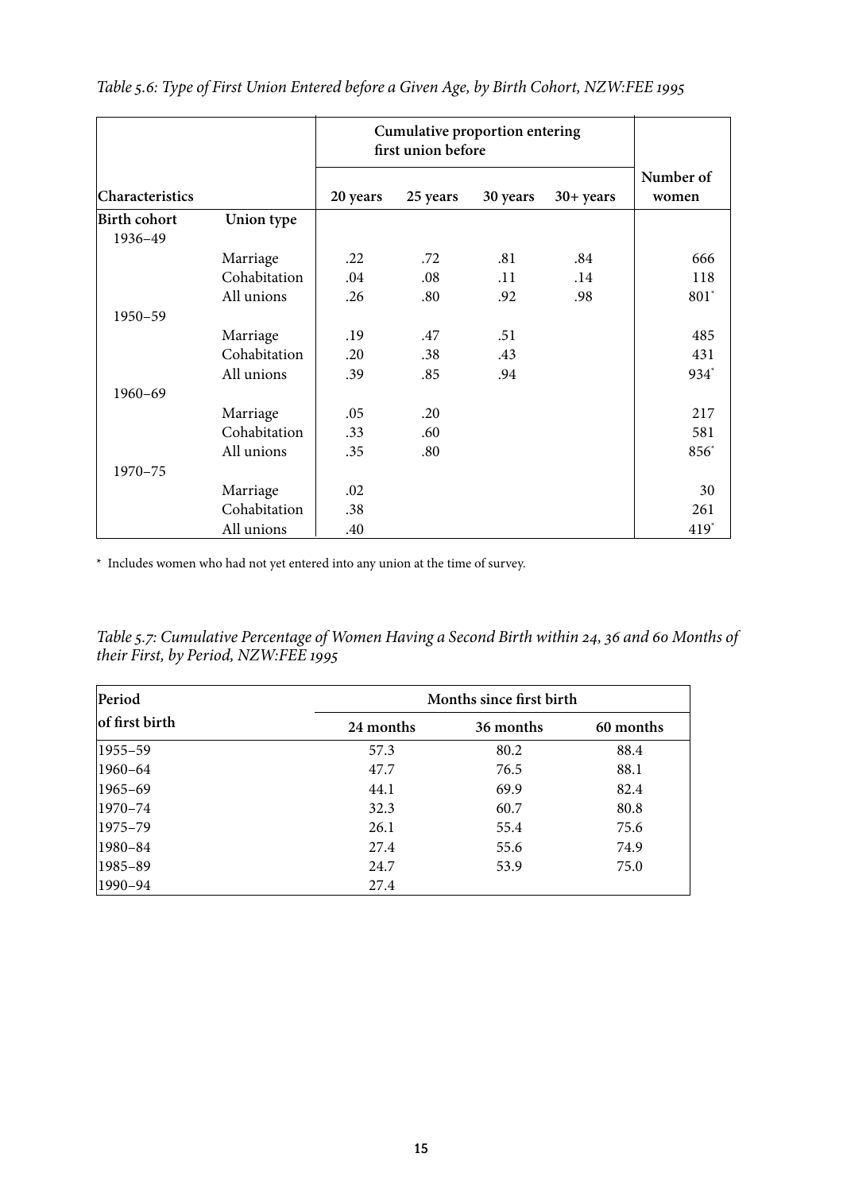*Table 5.6: Type of First Union Entered before a Given Age, by Birth Cohort, NZW:FEE 1995*

| Characteristics | | Cumulative proportion entering first union before | | | | Number of women |
|---|---|---|---|---|---|---|
| | | 20 years | 25 years | 30 years | 30+ years | |
| **Birth cohort** | **Union type** | | | | | |
| 1936–49 | | | | | | |
| | Marriage | .22 | .72 | .81 | .84 | 666 |
| | Cohabitation | .04 | .08 | .11 | .14 | 118 |
| | All unions | .26 | .80 | .92 | .98 | 801* |
| 1950–59 | | | | | | |
| | Marriage | .19 | .47 | .51 | | 485 |
| | Cohabitation | .20 | .38 | .43 | | 431 |
| | All unions | .39 | .85 | .94 | | 934* |
| 1960–69 | | | | | | |
| | Marriage | .05 | .20 | | | 217 |
| | Cohabitation | .33 | .60 | | | 581 |
| | All unions | .35 | .80 | | | 856* |
| 1970–75 | | | | | | |
| | Marriage | .02 | | | | 30 |
| | Cohabitation | .38 | | | | 261 |
| | All unions | .40 | | | | 419* |

\* Includes women who had not yet entered into any union at the time of survey.

*Table 5.7: Cumulative Percentage of Women Having a Second Birth within 24, 36 and 60 Months of their First, by Period, NZW:FEE 1995*

| Period of first birth | Months since first birth | | |
|---|---|---|---|
| | 24 months | 36 months | 60 months |
| 1955–59 | 57.3 | 80.2 | 88.4 |
| 1960–64 | 47.7 | 76.5 | 88.1 |
| 1965–69 | 44.1 | 69.9 | 82.4 |
| 1970–74 | 32.3 | 60.7 | 80.8 |
| 1975–79 | 26.1 | 55.4 | 75.6 |
| 1980–84 | 27.4 | 55.6 | 74.9 |
| 1985–89 | 24.7 | 53.9 | 75.0 |
| 1990–94 | 27.4 | | |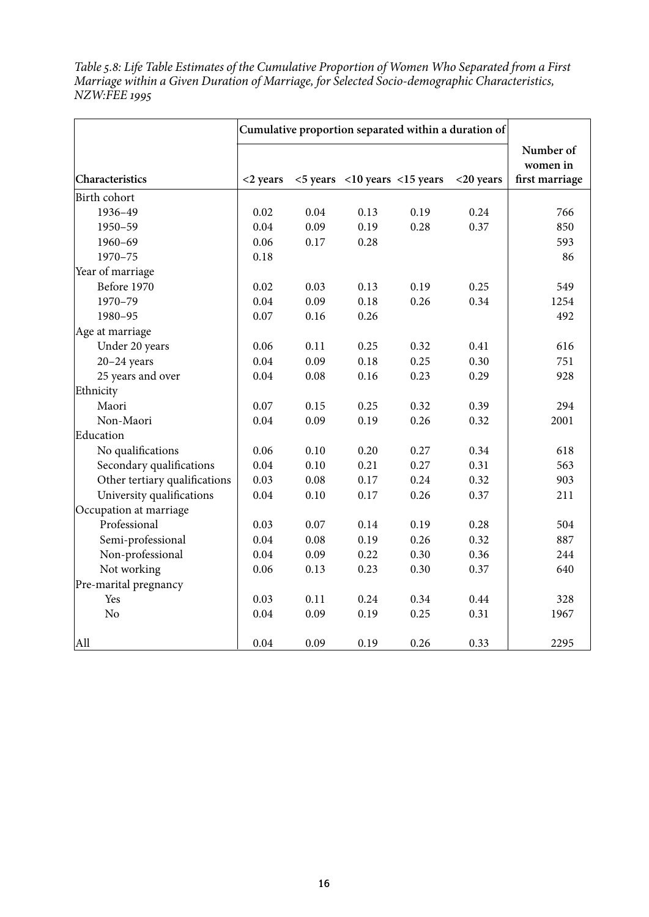*Table 5.8: Life Table Estimates of the Cumulative Proportion of Women Who Separated from a First Marriage within a Given Duration of Marriage, for Selected Socio-demographic Characteristics, NZW:FEE 1995*

| | Cumulative proportion separated within a duration of | | | | | |
|---|---|---|---|---|---|---|
| **Characteristics** | <2 years | <5 years | <10 years | <15 years | <20 years | **Number of women in first marriage** |
| Birth cohort | | | | | | |
| 1936–49 | 0.02 | 0.04 | 0.13 | 0.19 | 0.24 | 766 |
| 1950–59 | 0.04 | 0.09 | 0.19 | 0.28 | 0.37 | 850 |
| 1960–69 | 0.06 | 0.17 | 0.28 | | | 593 |
| 1970–75 | 0.18 | | | | | 86 |
| Year of marriage | | | | | | |
| Before 1970 | 0.02 | 0.03 | 0.13 | 0.19 | 0.25 | 549 |
| 1970–79 | 0.04 | 0.09 | 0.18 | 0.26 | 0.34 | 1254 |
| 1980–95 | 0.07 | 0.16 | 0.26 | | | 492 |
| Age at marriage | | | | | | |
| Under 20 years | 0.06 | 0.11 | 0.25 | 0.32 | 0.41 | 616 |
| 20–24 years | 0.04 | 0.09 | 0.18 | 0.25 | 0.30 | 751 |
| 25 years and over | 0.04 | 0.08 | 0.16 | 0.23 | 0.29 | 928 |
| Ethnicity | | | | | | |
| Maori | 0.07 | 0.15 | 0.25 | 0.32 | 0.39 | 294 |
| Non-Maori | 0.04 | 0.09 | 0.19 | 0.26 | 0.32 | 2001 |
| Education | | | | | | |
| No qualifications | 0.06 | 0.10 | 0.20 | 0.27 | 0.34 | 618 |
| Secondary qualifications | 0.04 | 0.10 | 0.21 | 0.27 | 0.31 | 563 |
| Other tertiary qualifications | 0.03 | 0.08 | 0.17 | 0.24 | 0.32 | 903 |
| University qualifications | 0.04 | 0.10 | 0.17 | 0.26 | 0.37 | 211 |
| Occupation at marriage | | | | | | |
| Professional | 0.03 | 0.07 | 0.14 | 0.19 | 0.28 | 504 |
| Semi-professional | 0.04 | 0.08 | 0.19 | 0.26 | 0.32 | 887 |
| Non-professional | 0.04 | 0.09 | 0.22 | 0.30 | 0.36 | 244 |
| Not working | 0.06 | 0.13 | 0.23 | 0.30 | 0.37 | 640 |
| Pre-marital pregnancy | | | | | | |
| Yes | 0.03 | 0.11 | 0.24 | 0.34 | 0.44 | 328 |
| No | 0.04 | 0.09 | 0.19 | 0.25 | 0.31 | 1967 |
| All | 0.04 | 0.09 | 0.19 | 0.26 | 0.33 | 2295 |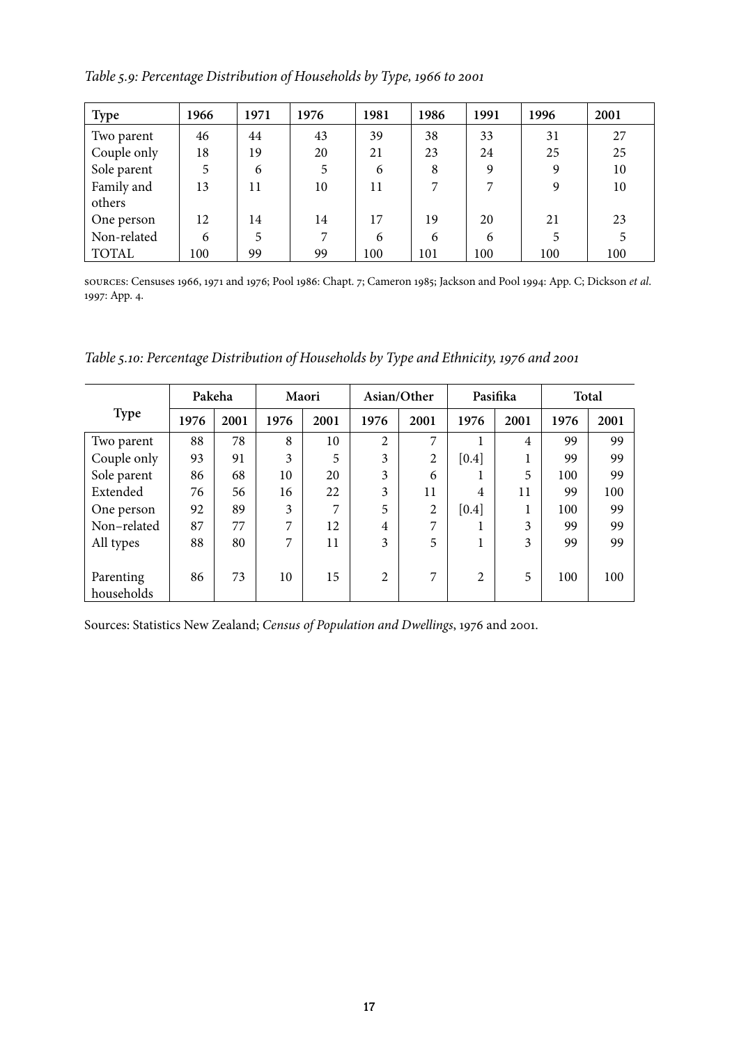*Table 5.9: Percentage Distribution of Households by Type, 1966 to 2001*

| Type | 1966 | 1971 | 1976 | 1981 | 1986 | 1991 | 1996 | 2001 |
|---|---|---|---|---|---|---|---|---|
| Two parent | 46 | 44 | 43 | 39 | 38 | 33 | 31 | 27 |
| Couple only | 18 | 19 | 20 | 21 | 23 | 24 | 25 | 25 |
| Sole parent | 5 | 6 | 5 | 6 | 8 | 9 | 9 | 10 |
| Family and others | 13 | 11 | 10 | 11 | 7 | 7 | 9 | 10 |
| One person | 12 | 14 | 14 | 17 | 19 | 20 | 21 | 23 |
| Non-related | 6 | 5 | 7 | 6 | 6 | 6 | 5 | 5 |
| TOTAL | 100 | 99 | 99 | 100 | 101 | 100 | 100 | 100 |

SOURCES: Censuses 1966, 1971 and 1976; Pool 1986: Chapt. 7; Cameron 1985; Jackson and Pool 1994: App. C; Dickson *et al.* 1997: App. 4.

*Table 5.10: Percentage Distribution of Households by Type and Ethnicity, 1976 and 2001*

| Type | Pakeha | | Maori | | Asian/Other | | Pasifika | | Total | |
|---|---|---|---|---|---|---|---|---|---|---|
| | 1976 | 2001 | 1976 | 2001 | 1976 | 2001 | 1976 | 2001 | 1976 | 2001 |
| Two parent | 88 | 78 | 8 | 10 | 2 | 7 | 1 | 4 | 99 | 99 |
| Couple only | 93 | 91 | 3 | 5 | 3 | 2 | [0.4] | 1 | 99 | 99 |
| Sole parent | 86 | 68 | 10 | 20 | 3 | 6 | 1 | 5 | 100 | 99 |
| Extended | 76 | 56 | 16 | 22 | 3 | 11 | 4 | 11 | 99 | 100 |
| One person | 92 | 89 | 3 | 7 | 5 | 2 | [0.4] | 1 | 100 | 99 |
| Non–related | 87 | 77 | 7 | 12 | 4 | 7 | 1 | 3 | 99 | 99 |
| All types | 88 | 80 | 7 | 11 | 3 | 5 | 1 | 3 | 99 | 99 |
| Parenting households | 86 | 73 | 10 | 15 | 2 | 7 | 2 | 5 | 100 | 100 |

Sources: Statistics New Zealand; *Census of Population and Dwellings*, 1976 and 2001.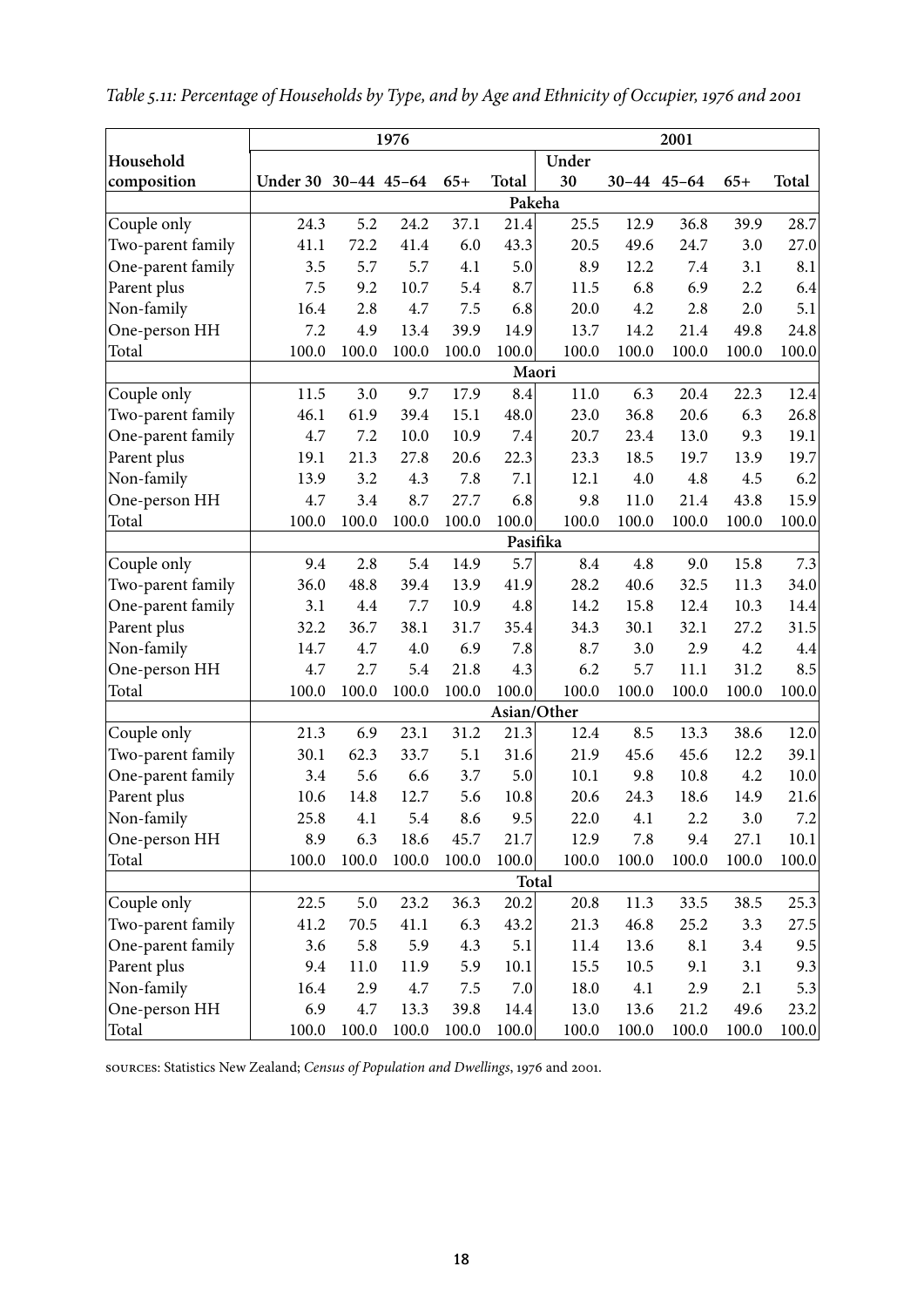*Table 5.11: Percentage of Households by Type, and by Age and Ethnicity of Occupier, 1976 and 2001*

| Household composition | 1976 | | | | | 2001 | | | | |
|---|---|---|---|---|---|---|---|---|---|---|
| | Under 30 | 30–44 | 45–64 | 65+ | Total | Under 30 | 30–44 | 45–64 | 65+ | Total |
| **Pakeha** | | | | | | | | | | |
| Couple only | 24.3 | 5.2 | 24.2 | 37.1 | 21.4 | 25.5 | 12.9 | 36.8 | 39.9 | 28.7 |
| Two-parent family | 41.1 | 72.2 | 41.4 | 6.0 | 43.3 | 20.5 | 49.6 | 24.7 | 3.0 | 27.0 |
| One-parent family | 3.5 | 5.7 | 5.7 | 4.1 | 5.0 | 8.9 | 12.2 | 7.4 | 3.1 | 8.1 |
| Parent plus | 7.5 | 9.2 | 10.7 | 5.4 | 8.7 | 11.5 | 6.8 | 6.9 | 2.2 | 6.4 |
| Non-family | 16.4 | 2.8 | 4.7 | 7.5 | 6.8 | 20.0 | 4.2 | 2.8 | 2.0 | 5.1 |
| One-person HH | 7.2 | 4.9 | 13.4 | 39.9 | 14.9 | 13.7 | 14.2 | 21.4 | 49.8 | 24.8 |
| Total | 100.0 | 100.0 | 100.0 | 100.0 | 100.0 | 100.0 | 100.0 | 100.0 | 100.0 | 100.0 |
| **Maori** | | | | | | | | | | |
| Couple only | 11.5 | 3.0 | 9.7 | 17.9 | 8.4 | 11.0 | 6.3 | 20.4 | 22.3 | 12.4 |
| Two-parent family | 46.1 | 61.9 | 39.4 | 15.1 | 48.0 | 23.0 | 36.8 | 20.6 | 6.3 | 26.8 |
| One-parent family | 4.7 | 7.2 | 10.0 | 10.9 | 7.4 | 20.7 | 23.4 | 13.0 | 9.3 | 19.1 |
| Parent plus | 19.1 | 21.3 | 27.8 | 20.6 | 22.3 | 23.3 | 18.5 | 19.7 | 13.9 | 19.7 |
| Non-family | 13.9 | 3.2 | 4.3 | 7.8 | 7.1 | 12.1 | 4.0 | 4.8 | 4.5 | 6.2 |
| One-person HH | 4.7 | 3.4 | 8.7 | 27.7 | 6.8 | 9.8 | 11.0 | 21.4 | 43.8 | 15.9 |
| Total | 100.0 | 100.0 | 100.0 | 100.0 | 100.0 | 100.0 | 100.0 | 100.0 | 100.0 | 100.0 |
| **Pasifika** | | | | | | | | | | |
| Couple only | 9.4 | 2.8 | 5.4 | 14.9 | 5.7 | 8.4 | 4.8 | 9.0 | 15.8 | 7.3 |
| Two-parent family | 36.0 | 48.8 | 39.4 | 13.9 | 41.9 | 28.2 | 40.6 | 32.5 | 11.3 | 34.0 |
| One-parent family | 3.1 | 4.4 | 7.7 | 10.9 | 4.8 | 14.2 | 15.8 | 12.4 | 10.3 | 14.4 |
| Parent plus | 32.2 | 36.7 | 38.1 | 31.7 | 35.4 | 34.3 | 30.1 | 32.1 | 27.2 | 31.5 |
| Non-family | 14.7 | 4.7 | 4.0 | 6.9 | 7.8 | 8.7 | 3.0 | 2.9 | 4.2 | 4.4 |
| One-person HH | 4.7 | 2.7 | 5.4 | 21.8 | 4.3 | 6.2 | 5.7 | 11.1 | 31.2 | 8.5 |
| Total | 100.0 | 100.0 | 100.0 | 100.0 | 100.0 | 100.0 | 100.0 | 100.0 | 100.0 | 100.0 |
| **Asian/Other** | | | | | | | | | | |
| Couple only | 21.3 | 6.9 | 23.1 | 31.2 | 21.3 | 12.4 | 8.5 | 13.3 | 38.6 | 12.0 |
| Two-parent family | 30.1 | 62.3 | 33.7 | 5.1 | 31.6 | 21.9 | 45.6 | 45.6 | 12.2 | 39.1 |
| One-parent family | 3.4 | 5.6 | 6.6 | 3.7 | 5.0 | 10.1 | 9.8 | 10.8 | 4.2 | 10.0 |
| Parent plus | 10.6 | 14.8 | 12.7 | 5.6 | 10.8 | 20.6 | 24.3 | 18.6 | 14.9 | 21.6 |
| Non-family | 25.8 | 4.1 | 5.4 | 8.6 | 9.5 | 22.0 | 4.1 | 2.2 | 3.0 | 7.2 |
| One-person HH | 8.9 | 6.3 | 18.6 | 45.7 | 21.7 | 12.9 | 7.8 | 9.4 | 27.1 | 10.1 |
| Total | 100.0 | 100.0 | 100.0 | 100.0 | 100.0 | 100.0 | 100.0 | 100.0 | 100.0 | 100.0 |
| **Total** | | | | | | | | | | |
| Couple only | 22.5 | 5.0 | 23.2 | 36.3 | 20.2 | 20.8 | 11.3 | 33.5 | 38.5 | 25.3 |
| Two-parent family | 41.2 | 70.5 | 41.1 | 6.3 | 43.2 | 21.3 | 46.8 | 25.2 | 3.3 | 27.5 |
| One-parent family | 3.6 | 5.8 | 5.9 | 4.3 | 5.1 | 11.4 | 13.6 | 8.1 | 3.4 | 9.5 |
| Parent plus | 9.4 | 11.0 | 11.9 | 5.9 | 10.1 | 15.5 | 10.5 | 9.1 | 3.1 | 9.3 |
| Non-family | 16.4 | 2.9 | 4.7 | 7.5 | 7.0 | 18.0 | 4.1 | 2.9 | 2.1 | 5.3 |
| One-person HH | 6.9 | 4.7 | 13.3 | 39.8 | 14.4 | 13.0 | 13.6 | 21.2 | 49.6 | 23.2 |
| Total | 100.0 | 100.0 | 100.0 | 100.0 | 100.0 | 100.0 | 100.0 | 100.0 | 100.0 | 100.0 |

SOURCES: Statistics New Zealand; *Census of Population and Dwellings*, 1976 and 2001.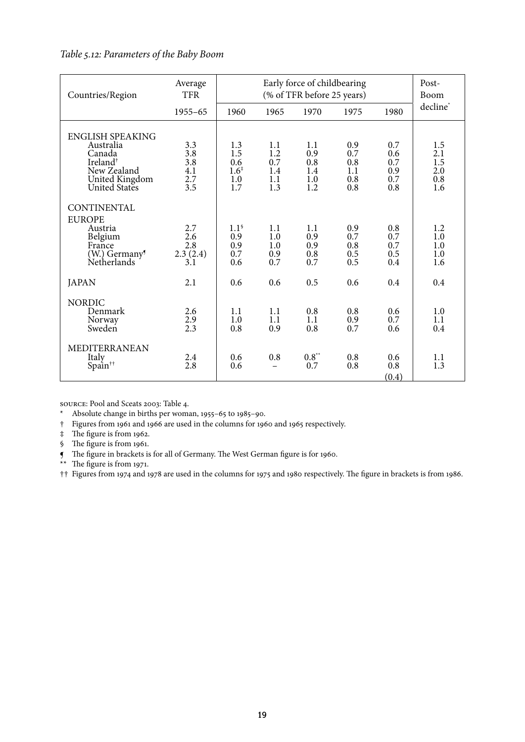*Table 5.12: Parameters of the Baby Boom*

| Countries/Region | Average TFR | Early force of childbearing (% of TFR before 25 years) | | | | | Post-Boom decline* |
|---|---|---|---|---|---|---|---|
| | 1955–65 | 1960 | 1965 | 1970 | 1975 | 1980 | |
| ENGLISH SPEAKING | | | | | | | |
| Australia | 3.3 | 1.3 | 1.1 | 1.1 | 0.9 | 0.7 | 1.5 |
| Canada | 3.8 | 1.5 | 1.2 | 0.9 | 0.7 | 0.6 | 2.1 |
| Ireland† | 3.8 | 0.6 | 0.7 | 0.8 | 0.8 | 0.7 | 1.5 |
| New Zealand | 4.1 | 1.6‡ | 1.4 | 1.4 | 1.1 | 0.9 | 2.0 |
| United Kingdom | 2.7 | 1.0 | 1.1 | 1.0 | 0.8 | 0.7 | 0.8 |
| United States | 3.5 | 1.7 | 1.3 | 1.2 | 0.8 | 0.8 | 1.6 |
| CONTINENTAL EUROPE | | | | | | | |
| Austria | 2.7 | 1.1§ | 1.1 | 1.1 | 0.9 | 0.8 | 1.2 |
| Belgium | 2.6 | 0.9 | 1.0 | 0.9 | 0.7 | 0.7 | 1.0 |
| France | 2.8 | 0.9 | 1.0 | 0.9 | 0.8 | 0.7 | 1.0 |
| (W.) Germany¶ | 2.3 (2.4) | 0.7 | 0.9 | 0.8 | 0.5 | 0.5 | 1.0 |
| Netherlands | 3.1 | 0.6 | 0.7 | 0.7 | 0.5 | 0.4 | 1.6 |
| JAPAN | 2.1 | 0.6 | 0.6 | 0.5 | 0.6 | 0.4 | 0.4 |
| NORDIC | | | | | | | |
| Denmark | 2.6 | 1.1 | 1.1 | 0.8 | 0.8 | 0.6 | 1.0 |
| Norway | 2.9 | 1.0 | 1.1 | 1.1 | 0.9 | 0.7 | 1.1 |
| Sweden | 2.3 | 0.8 | 0.9 | 0.8 | 0.7 | 0.6 | 0.4 |
| MEDITERRANEAN | | | | | | | |
| Italy | 2.4 | 0.6 | 0.8 | 0.8** | 0.8 | 0.6 | 1.1 |
| Spain†† | 2.8 | 0.6 | – | 0.7 | 0.8 | 0.8 (0.4) | 1.3 |

SOURCE: Pool and Sceats 2003: Table 4.

\* Absolute change in births per woman, 1955–65 to 1985–90.

† Figures from 1961 and 1966 are used in the columns for 1960 and 1965 respectively.

‡ The figure is from 1962.

§ The figure is from 1961.

¶ The figure in brackets is for all of Germany. The West German figure is for 1960.

** The figure is from 1971.

†† Figures from 1974 and 1978 are used in the columns for 1975 and 1980 respectively. The figure in brackets is from 1986.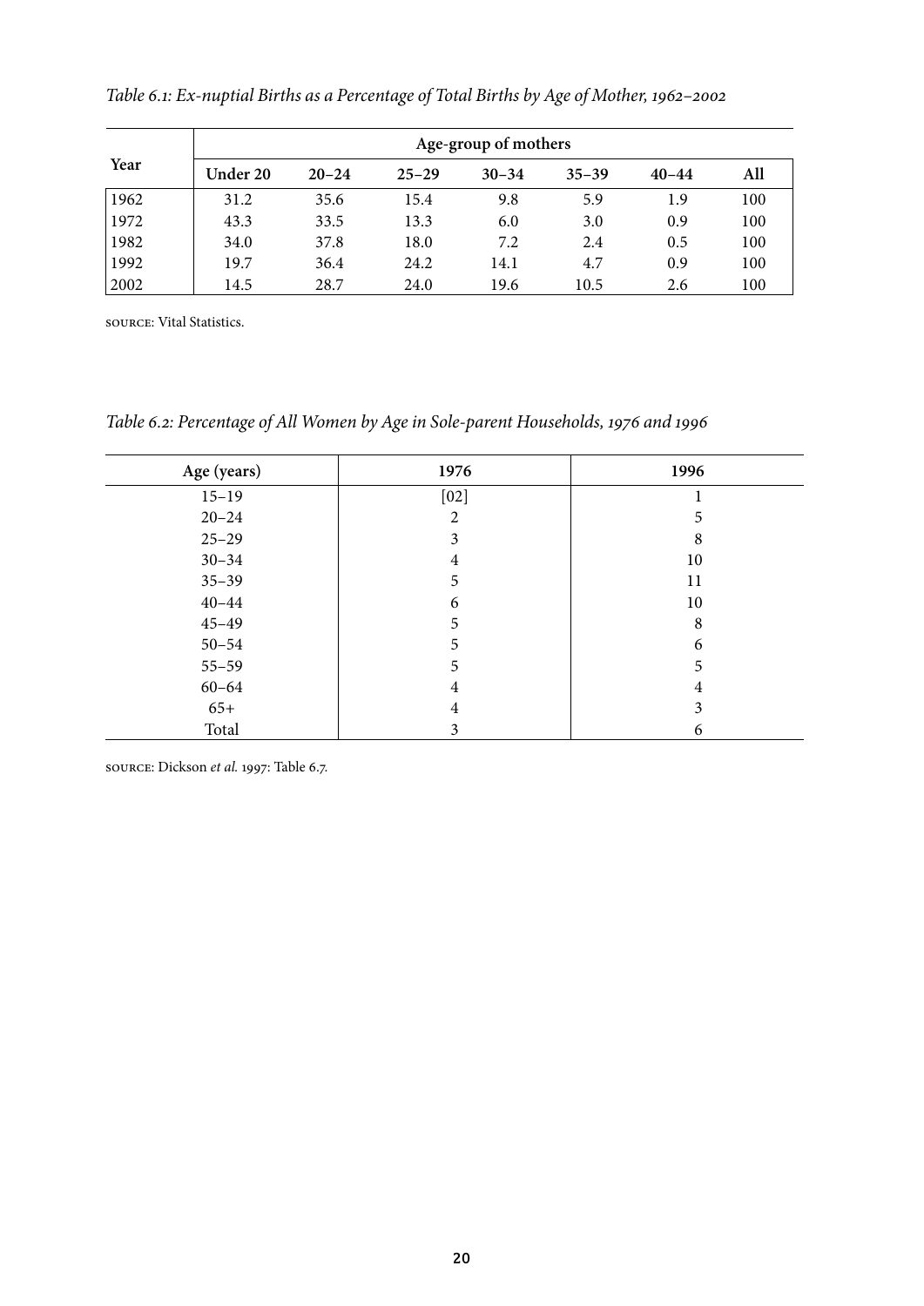*Table 6.1: Ex-nuptial Births as a Percentage of Total Births by Age of Mother, 1962–2002*

| Year | Age-group of mothers | | | | | | |
|---|---|---|---|---|---|---|---|
| | **Under 20** | **20–24** | **25–29** | **30–34** | **35–39** | **40–44** | **All** |
| 1962 | 31.2 | 35.6 | 15.4 | 9.8 | 5.9 | 1.9 | 100 |
| 1972 | 43.3 | 33.5 | 13.3 | 6.0 | 3.0 | 0.9 | 100 |
| 1982 | 34.0 | 37.8 | 18.0 | 7.2 | 2.4 | 0.5 | 100 |
| 1992 | 19.7 | 36.4 | 24.2 | 14.1 | 4.7 | 0.9 | 100 |
| 2002 | 14.5 | 28.7 | 24.0 | 19.6 | 10.5 | 2.6 | 100 |

SOURCE: Vital Statistics.

*Table 6.2: Percentage of All Women by Age in Sole-parent Households, 1976 and 1996*

| Age (years) | 1976 | 1996 |
|---|---|---|
| 15–19 | [02] | 1 |
| 20–24 | 2 | 5 |
| 25–29 | 3 | 8 |
| 30–34 | 4 | 10 |
| 35–39 | 5 | 11 |
| 40–44 | 6 | 10 |
| 45–49 | 5 | 8 |
| 50–54 | 5 | 6 |
| 55–59 | 5 | 5 |
| 60–64 | 4 | 4 |
| 65+ | 4 | 3 |
| Total | 3 | 6 |

SOURCE: Dickson *et al.* 1997: Table 6.7.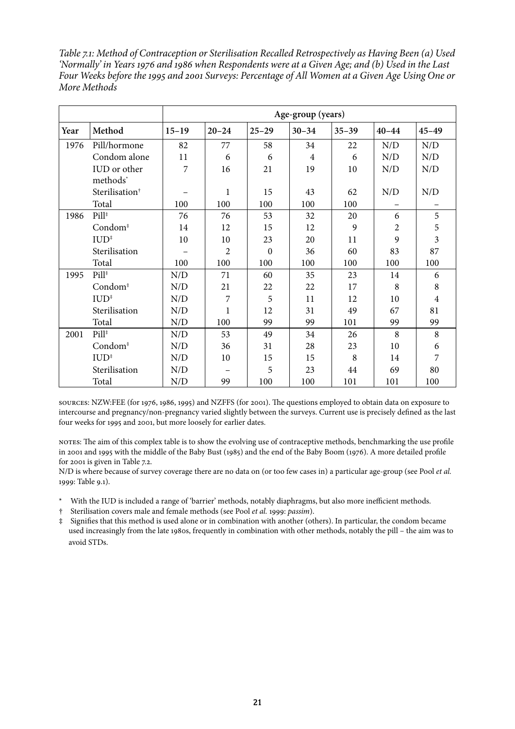*Table 7.1: Method of Contraception or Sterilisation Recalled Retrospectively as Having Been (a) Used 'Normally' in Years 1976 and 1986 when Respondents were at a Given Age; and (b) Used in the Last Four Weeks before the 1995 and 2001 Surveys: Percentage of All Women at a Given Age Using One or More Methods*

| | | Age-group (years) | | | | | | |
|---|---|---|---|---|---|---|---|---|
| **Year** | **Method** | **15–19** | **20–24** | **25–29** | **30–34** | **35–39** | **40–44** | **45–49** |
| 1976 | Pill/hormone | 82 | 77 | 58 | 34 | 22 | N/D | N/D |
| | Condom alone | 11 | 6 | 6 | 4 | 6 | N/D | N/D |
| | IUD or other methods* | 7 | 16 | 21 | 19 | 10 | N/D | N/D |
| | Sterilisation† | – | 1 | 15 | 43 | 62 | N/D | N/D |
| | Total | 100 | 100 | 100 | 100 | 100 | – | – |
| 1986 | Pill‡ | 76 | 76 | 53 | 32 | 20 | 6 | 5 |
| | Condom‡ | 14 | 12 | 15 | 12 | 9 | 2 | 5 |
| | IUD‡ | 10 | 10 | 23 | 20 | 11 | 9 | 3 |
| | Sterilisation | – | 2 | 0 | 36 | 60 | 83 | 87 |
| | Total | 100 | 100 | 100 | 100 | 100 | 100 | 100 |
| 1995 | Pill‡ | N/D | 71 | 60 | 35 | 23 | 14 | 6 |
| | Condom‡ | N/D | 21 | 22 | 22 | 17 | 8 | 8 |
| | IUD‡ | N/D | 7 | 5 | 11 | 12 | 10 | 4 |
| | Sterilisation | N/D | 1 | 12 | 31 | 49 | 67 | 81 |
| | Total | N/D | 100 | 99 | 99 | 101 | 99 | 99 |
| 2001 | Pill‡ | N/D | 53 | 49 | 34 | 26 | 8 | 8 |
| | Condom‡ | N/D | 36 | 31 | 28 | 23 | 10 | 6 |
| | IUD‡ | N/D | 10 | 15 | 15 | 8 | 14 | 7 |
| | Sterilisation | N/D | – | 5 | 23 | 44 | 69 | 80 |
| | Total | N/D | 99 | 100 | 100 | 101 | 101 | 100 |

SOURCES: NZW:FEE (for 1976, 1986, 1995) and NZFFS (for 2001). The questions employed to obtain data on exposure to intercourse and pregnancy/non-pregnancy varied slightly between the surveys. Current use is precisely defined as the last four weeks for 1995 and 2001, but more loosely for earlier dates.

NOTES: The aim of this complex table is to show the evolving use of contraceptive methods, benchmarking the use profile in 2001 and 1995 with the middle of the Baby Bust (1985) and the end of the Baby Boom (1976). A more detailed profile for 2001 is given in Table 7.2.
N/D is where because of survey coverage there are no data on (or too few cases in) a particular age-group (see Pool *et al.* 1999: Table 9.1).

\* With the IUD is included a range of 'barrier' methods, notably diaphragms, but also more inefficient methods.

† Sterilisation covers male and female methods (see Pool *et al.* 1999: *passim*).

‡ Signifies that this method is used alone or in combination with another (others). In particular, the condom became used increasingly from the late 1980s, frequently in combination with other methods, notably the pill – the aim was to avoid STDs.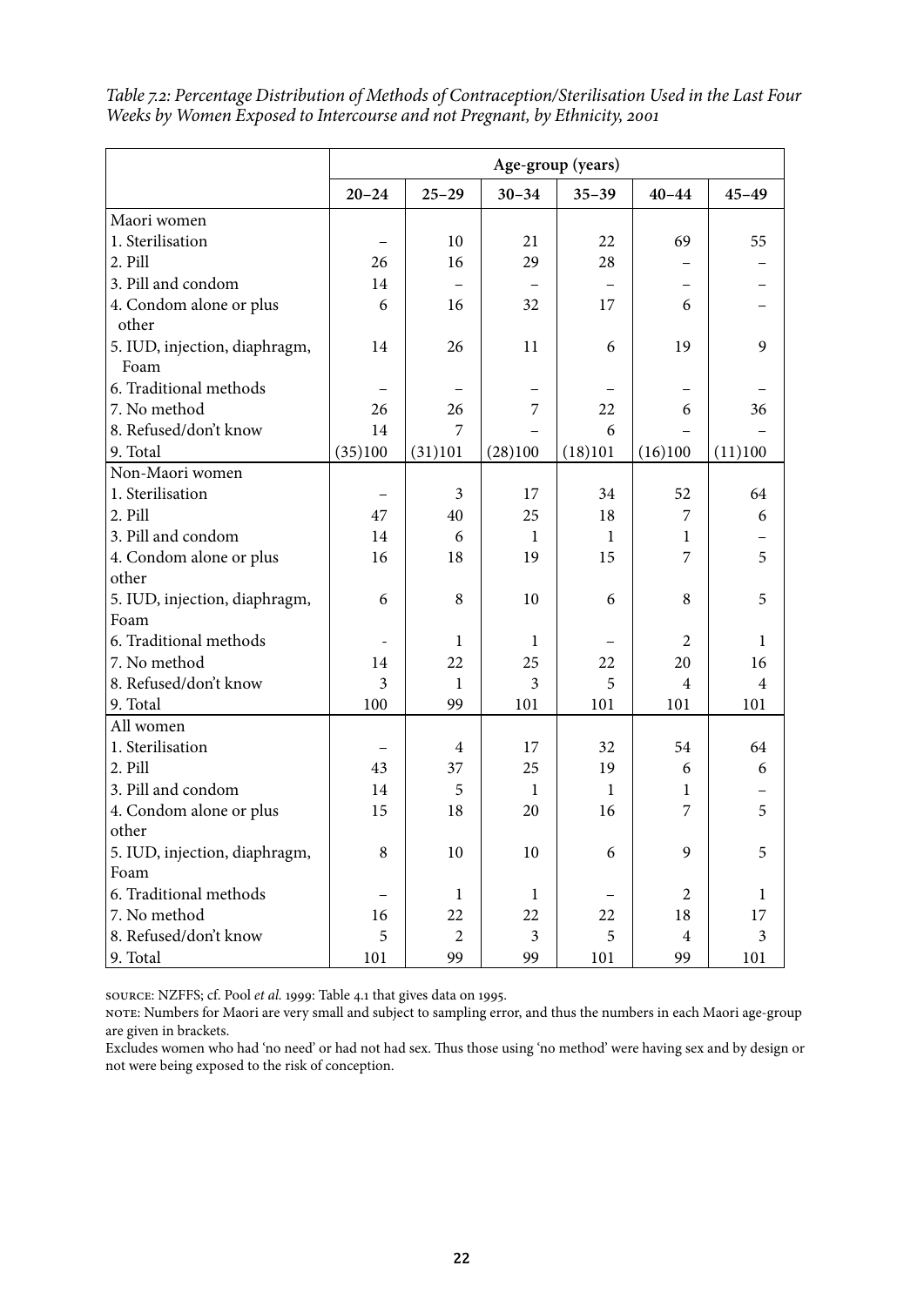*Table 7.2: Percentage Distribution of Methods of Contraception/Sterilisation Used in the Last Four Weeks by Women Exposed to Intercourse and not Pregnant, by Ethnicity, 2001*

| | Age-group (years) | | | | | |
|---|---|---|---|---|---|---|
| | **20–24** | **25–29** | **30–34** | **35–39** | **40–44** | **45–49** |
| Maori women | | | | | | |
| 1. Sterilisation | – | 10 | 21 | 22 | 69 | 55 |
| 2. Pill | 26 | 16 | 29 | 28 | – | – |
| 3. Pill and condom | 14 | – | – | – | – | – |
| 4. Condom alone or plus other | 6 | 16 | 32 | 17 | 6 | – |
| 5. IUD, injection, diaphragm, Foam | 14 | 26 | 11 | 6 | 19 | 9 |
| 6. Traditional methods | – | – | – | – | – | – |
| 7. No method | 26 | 26 | 7 | 22 | 6 | 36 |
| 8. Refused/don't know | 14 | 7 | – | 6 | – | – |
| 9. Total | (35)100 | (31)101 | (28)100 | (18)101 | (16)100 | (11)100 |
| Non-Maori women | | | | | | |
| 1. Sterilisation | – | 3 | 17 | 34 | 52 | 64 |
| 2. Pill | 47 | 40 | 25 | 18 | 7 | 6 |
| 3. Pill and condom | 14 | 6 | 1 | 1 | 1 | – |
| 4. Condom alone or plus other | 16 | 18 | 19 | 15 | 7 | 5 |
| 5. IUD, injection, diaphragm, Foam | 6 | 8 | 10 | 6 | 8 | 5 |
| 6. Traditional methods | - | 1 | 1 | – | 2 | 1 |
| 7. No method | 14 | 22 | 25 | 22 | 20 | 16 |
| 8. Refused/don't know | 3 | 1 | 3 | 5 | 4 | 4 |
| 9. Total | 100 | 99 | 101 | 101 | 101 | 101 |
| All women | | | | | | |
| 1. Sterilisation | – | 4 | 17 | 32 | 54 | 64 |
| 2. Pill | 43 | 37 | 25 | 19 | 6 | 6 |
| 3. Pill and condom | 14 | 5 | 1 | 1 | 1 | – |
| 4. Condom alone or plus other | 15 | 18 | 20 | 16 | 7 | 5 |
| 5. IUD, injection, diaphragm, Foam | 8 | 10 | 10 | 6 | 9 | 5 |
| 6. Traditional methods | – | 1 | 1 | – | 2 | 1 |
| 7. No method | 16 | 22 | 22 | 22 | 18 | 17 |
| 8. Refused/don't know | 5 | 2 | 3 | 5 | 4 | 3 |
| 9. Total | 101 | 99 | 99 | 101 | 99 | 101 |

SOURCE: NZFFS; cf. Pool *et al.* 1999: Table 4.1 that gives data on 1995.

NOTE: Numbers for Maori are very small and subject to sampling error, and thus the numbers in each Maori age-group are given in brackets.

Excludes women who had 'no need' or had not had sex. Thus those using 'no method' were having sex and by design or not were being exposed to the risk of conception.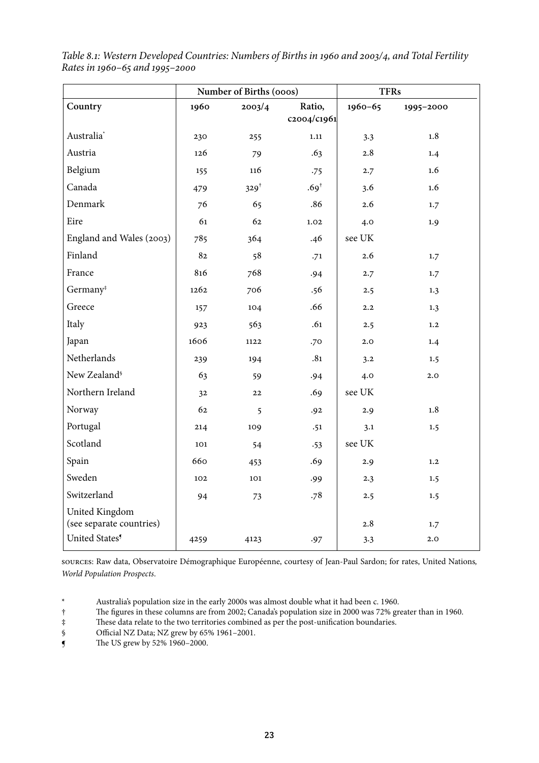*Table 8.1: Western Developed Countries: Numbers of Births in 1960 and 2003/4, and Total Fertility Rates in 1960–65 and 1995–2000*

| | Number of Births (000s) | | | TFRs | |
|---|---|---|---|---|---|
| **Country** | **1960** | **2003/4** | **Ratio, c2004/c1961** | **1960–65** | **1995–2000** |
| Australia* | 230 | 255 | 1.11 | 3.3 | 1.8 |
| Austria | 126 | 79 | .63 | 2.8 | 1.4 |
| Belgium | 155 | 116 | .75 | 2.7 | 1.6 |
| Canada | 479 | 329† | .69† | 3.6 | 1.6 |
| Denmark | 76 | 65 | .86 | 2.6 | 1.7 |
| Eire | 61 | 62 | 1.02 | 4.0 | 1.9 |
| England and Wales (2003) | 785 | 364 | .46 | see UK | |
| Finland | 82 | 58 | .71 | 2.6 | 1.7 |
| France | 816 | 768 | .94 | 2.7 | 1.7 |
| Germany‡ | 1262 | 706 | .56 | 2.5 | 1.3 |
| Greece | 157 | 104 | .66 | 2.2 | 1.3 |
| Italy | 923 | 563 | .61 | 2.5 | 1.2 |
| Japan | 1606 | 1122 | .70 | 2.0 | 1.4 |
| Netherlands | 239 | 194 | .81 | 3.2 | 1.5 |
| New Zealand§ | 63 | 59 | .94 | 4.0 | 2.0 |
| Northern Ireland | 32 | 22 | .69 | see UK | |
| Norway | 62 | 5 | .92 | 2.9 | 1.8 |
| Portugal | 214 | 109 | .51 | 3.1 | 1.5 |
| Scotland | 101 | 54 | .53 | see UK | |
| Spain | 660 | 453 | .69 | 2.9 | 1.2 |
| Sweden | 102 | 101 | .99 | 2.3 | 1.5 |
| Switzerland | 94 | 73 | .78 | 2.5 | 1.5 |
| United Kingdom (see separate countries) | | | | 2.8 | 1.7 |
| United States¶ | 4259 | 4123 | .97 | 3.3 | 2.0 |

SOURCES: Raw data, Observatoire Démographique Européenne, courtesy of Jean-Paul Sardon; for rates, United Nations, *World Population Prospects*.

\* Australia's population size in the early 2000s was almost double what it had been c. 1960.

† The figures in these columns are from 2002; Canada's population size in 2000 was 72% greater than in 1960.

‡ These data relate to the two territories combined as per the post-unification boundaries.

§ Official NZ Data; NZ grew by 65% 1961–2001.

¶ The US grew by 52% 1960–2000.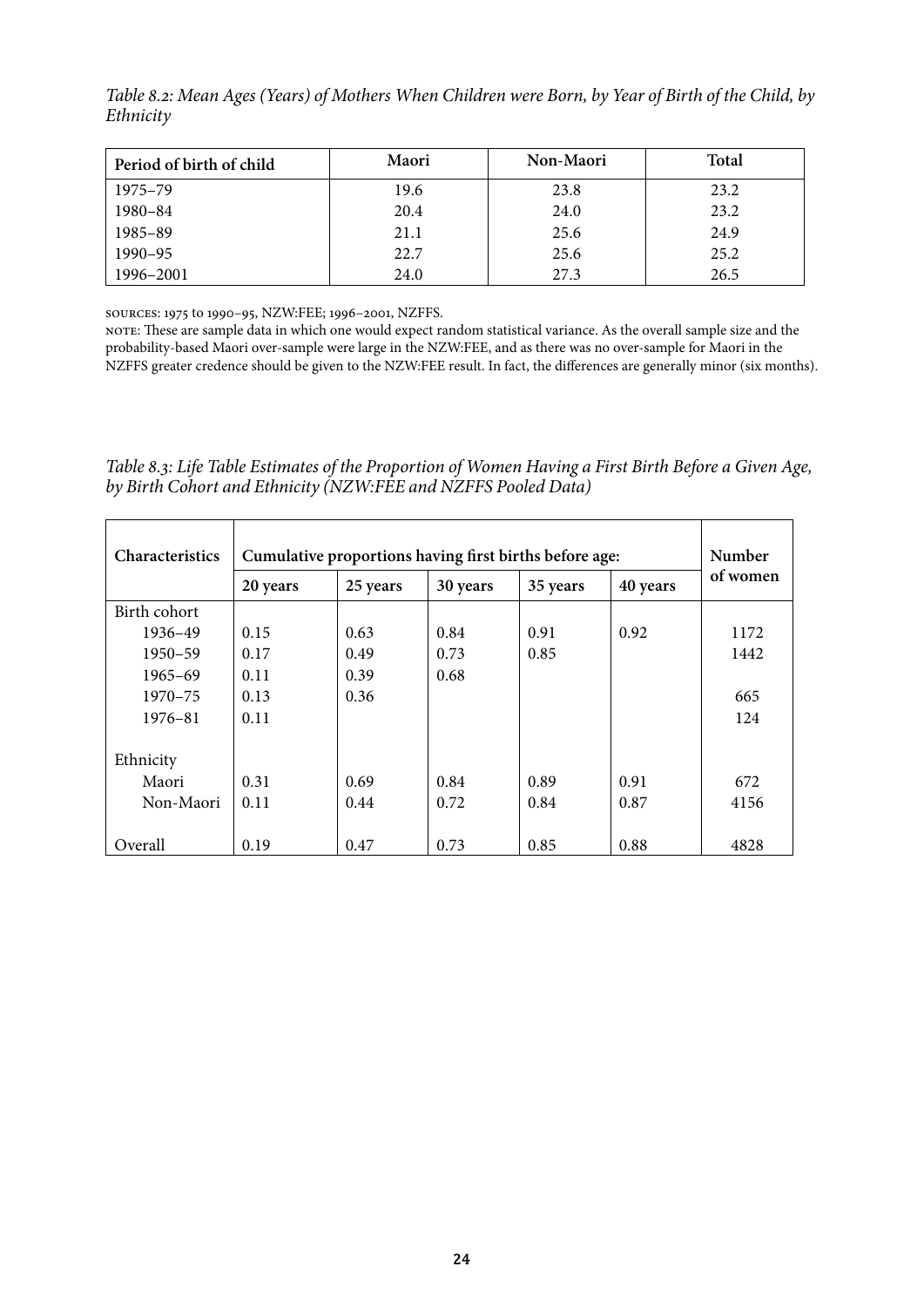*Table 8.2: Mean Ages (Years) of Mothers When Children were Born, by Year of Birth of the Child, by Ethnicity*

| Period of birth of child | Maori | Non-Maori | Total |
|---|---|---|---|
| 1975–79 | 19.6 | 23.8 | 23.2 |
| 1980–84 | 20.4 | 24.0 | 23.2 |
| 1985–89 | 21.1 | 25.6 | 24.9 |
| 1990–95 | 22.7 | 25.6 | 25.2 |
| 1996–2001 | 24.0 | 27.3 | 26.5 |

SOURCES: 1975 to 1990–95, NZW:FEE; 1996–2001, NZFFS.
NOTE: These are sample data in which one would expect random statistical variance. As the overall sample size and the probability-based Maori over-sample were large in the NZW:FEE, and as there was no over-sample for Maori in the NZFFS greater credence should be given to the NZW:FEE result. In fact, the differences are generally minor (six months).

*Table 8.3: Life Table Estimates of the Proportion of Women Having a First Birth Before a Given Age, by Birth Cohort and Ethnicity (NZW:FEE and NZFFS Pooled Data)*

| Characteristics | Cumulative proportions having first births before age: | | | | | Number of women |
|---|---|---|---|---|---|---|
| | 20 years | 25 years | 30 years | 35 years | 40 years | |
| Birth cohort | | | | | | |
| 1936–49 | 0.15 | 0.63 | 0.84 | 0.91 | 0.92 | 1172 |
| 1950–59 | 0.17 | 0.49 | 0.73 | 0.85 | | 1442 |
| 1965–69 | 0.11 | 0.39 | 0.68 | | | |
| 1970–75 | 0.13 | 0.36 | | | | 665 |
| 1976–81 | 0.11 | | | | | 124 |
| Ethnicity | | | | | | |
| Maori | 0.31 | 0.69 | 0.84 | 0.89 | 0.91 | 672 |
| Non-Maori | 0.11 | 0.44 | 0.72 | 0.84 | 0.87 | 4156 |
| Overall | 0.19 | 0.47 | 0.73 | 0.85 | 0.88 | 4828 |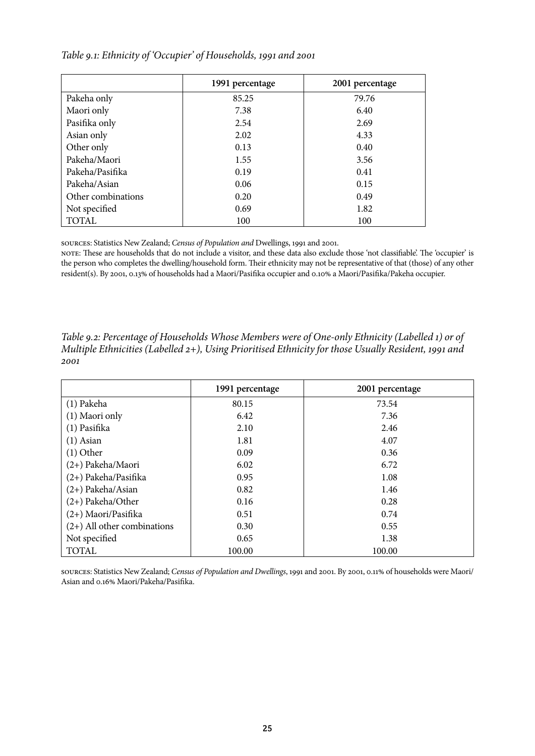*Table 9.1: Ethnicity of 'Occupier' of Households, 1991 and 2001*

| | 1991 percentage | 2001 percentage |
|---|---|---|
| Pakeha only | 85.25 | 79.76 |
| Maori only | 7.38 | 6.40 |
| Pasifika only | 2.54 | 2.69 |
| Asian only | 2.02 | 4.33 |
| Other only | 0.13 | 0.40 |
| Pakeha/Maori | 1.55 | 3.56 |
| Pakeha/Pasifika | 0.19 | 0.41 |
| Pakeha/Asian | 0.06 | 0.15 |
| Other combinations | 0.20 | 0.49 |
| Not specified | 0.69 | 1.82 |
| TOTAL | 100 | 100 |

SOURCES: Statistics New Zealand; *Census of Population and* Dwellings, 1991 and 2001.

NOTE: These are households that do not include a visitor, and these data also exclude those 'not classifiable'. The 'occupier' is the person who completes the dwelling/household form. Their ethnicity may not be representative of that (those) of any other resident(s). By 2001, 0.13% of households had a Maori/Pasifika occupier and 0.10% a Maori/Pasifika/Pakeha occupier.

*Table 9.2: Percentage of Households Whose Members were of One-only Ethnicity (Labelled 1) or of Multiple Ethnicities (Labelled 2+), Using Prioritised Ethnicity for those Usually Resident, 1991 and 2001*

| | 1991 percentage | 2001 percentage |
|---|---|---|
| (1) Pakeha | 80.15 | 73.54 |
| (1) Maori only | 6.42 | 7.36 |
| (1) Pasifika | 2.10 | 2.46 |
| (1) Asian | 1.81 | 4.07 |
| (1) Other | 0.09 | 0.36 |
| (2+) Pakeha/Maori | 6.02 | 6.72 |
| (2+) Pakeha/Pasifika | 0.95 | 1.08 |
| (2+) Pakeha/Asian | 0.82 | 1.46 |
| (2+) Pakeha/Other | 0.16 | 0.28 |
| (2+) Maori/Pasifika | 0.51 | 0.74 |
| (2+) All other combinations | 0.30 | 0.55 |
| Not specified | 0.65 | 1.38 |
| TOTAL | 100.00 | 100.00 |

SOURCES: Statistics New Zealand; *Census of Population and Dwellings*, 1991 and 2001. By 2001, 0.11% of households were Maori/Asian and 0.16% Maori/Pakeha/Pasifika.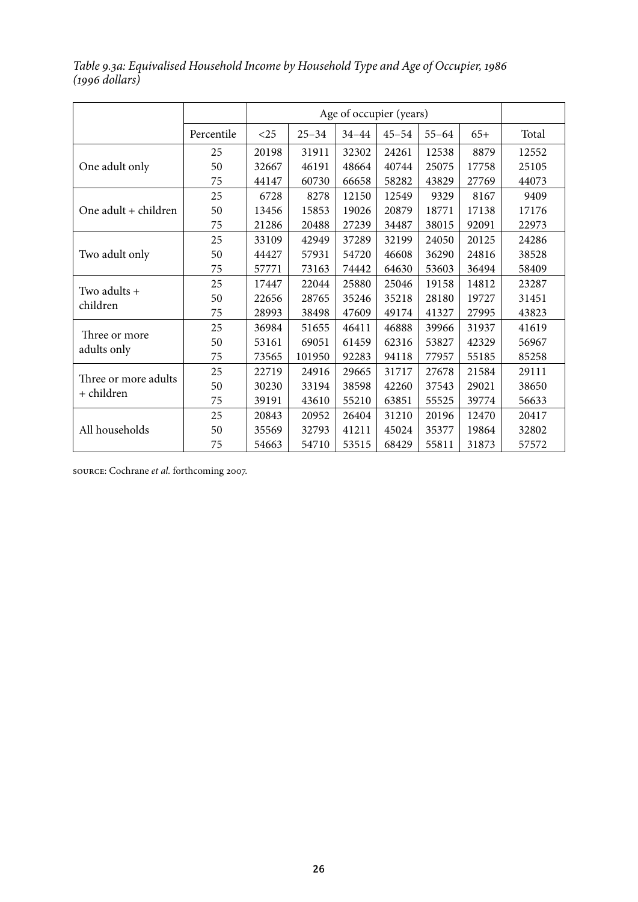*Table 9.3a: Equivalised Household Income by Household Type and Age of Occupier, 1986 (1996 dollars)*

| | | Age of occupier (years) | | | | | | |
|---|---|---|---|---|---|---|---|---|
| | Percentile | <25 | 25–34 | 34–44 | 45–54 | 55–64 | 65+ | Total |
| One adult only | 25 | 20198 | 31911 | 32302 | 24261 | 12538 | 8879 | 12552 |
| | 50 | 32667 | 46191 | 48664 | 40744 | 25075 | 17758 | 25105 |
| | 75 | 44147 | 60730 | 66658 | 58282 | 43829 | 27769 | 44073 |
| One adult + children | 25 | 6728 | 8278 | 12150 | 12549 | 9329 | 8167 | 9409 |
| | 50 | 13456 | 15853 | 19026 | 20879 | 18771 | 17138 | 17176 |
| | 75 | 21286 | 20488 | 27239 | 34487 | 38015 | 92091 | 22973 |
| Two adult only | 25 | 33109 | 42949 | 37289 | 32199 | 24050 | 20125 | 24286 |
| | 50 | 44427 | 57931 | 54720 | 46608 | 36290 | 24816 | 38528 |
| | 75 | 57771 | 73163 | 74442 | 64630 | 53603 | 36494 | 58409 |
| Two adults + children | 25 | 17447 | 22044 | 25880 | 25046 | 19158 | 14812 | 23287 |
| | 50 | 22656 | 28765 | 35246 | 35218 | 28180 | 19727 | 31451 |
| | 75 | 28993 | 38498 | 47609 | 49174 | 41327 | 27995 | 43823 |
| Three or more adults only | 25 | 36984 | 51655 | 46411 | 46888 | 39966 | 31937 | 41619 |
| | 50 | 53161 | 69051 | 61459 | 62316 | 53827 | 42329 | 56967 |
| | 75 | 73565 | 101950 | 92283 | 94118 | 77957 | 55185 | 85258 |
| Three or more adults + children | 25 | 22719 | 24916 | 29665 | 31717 | 27678 | 21584 | 29111 |
| | 50 | 30230 | 33194 | 38598 | 42260 | 37543 | 29021 | 38650 |
| | 75 | 39191 | 43610 | 55210 | 63851 | 55525 | 39774 | 56633 |
| All households | 25 | 20843 | 20952 | 26404 | 31210 | 20196 | 12470 | 20417 |
| | 50 | 35569 | 32793 | 41211 | 45024 | 35377 | 19864 | 32802 |
| | 75 | 54663 | 54710 | 53515 | 68429 | 55811 | 31873 | 57572 |

SOURCE: Cochrane *et al.* forthcoming 2007.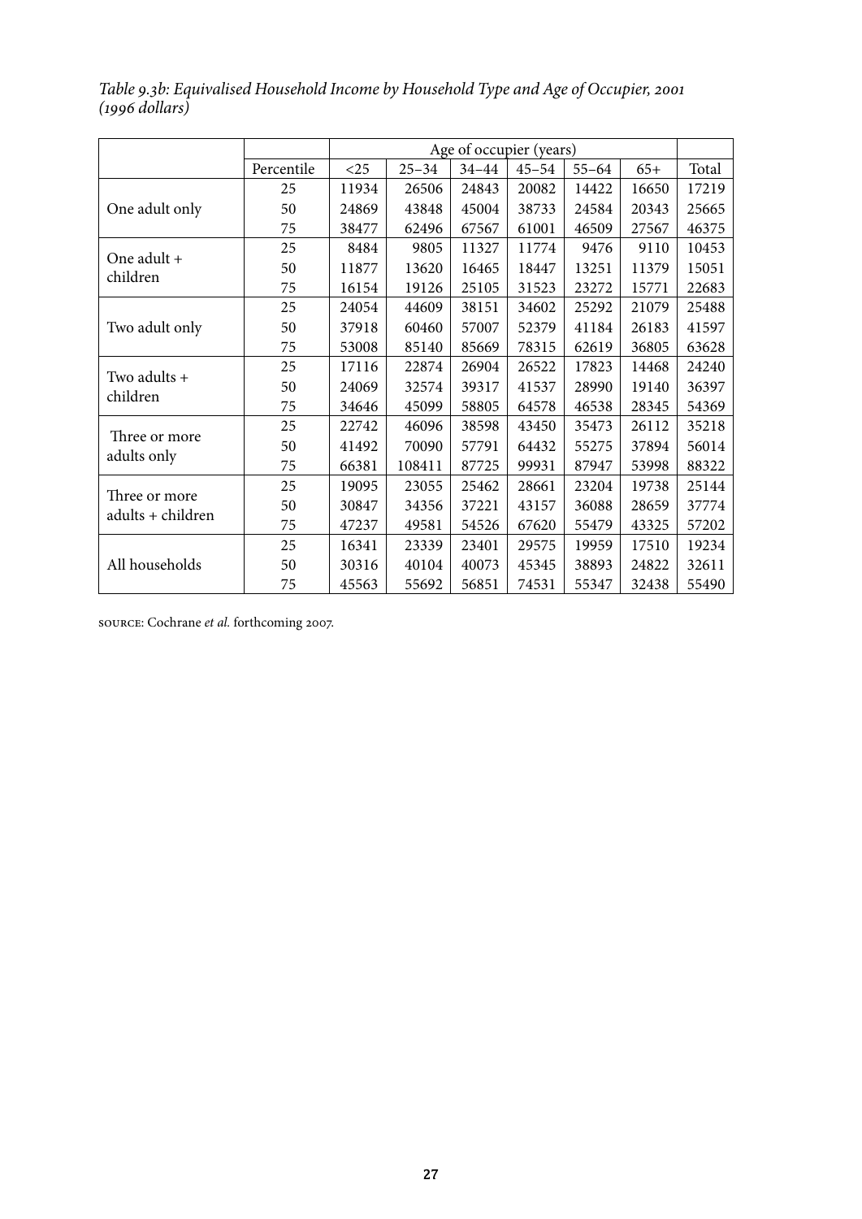*Table 9.3b: Equivalised Household Income by Household Type and Age of Occupier, 2001 (1996 dollars)*

| | | Age of occupier (years) | | | | | | |
|---|---|---|---|---|---|---|---|---|
| | Percentile | <25 | 25–34 | 34–44 | 45–54 | 55–64 | 65+ | Total |
| One adult only | 25 | 11934 | 26506 | 24843 | 20082 | 14422 | 16650 | 17219 |
| | 50 | 24869 | 43848 | 45004 | 38733 | 24584 | 20343 | 25665 |
| | 75 | 38477 | 62496 | 67567 | 61001 | 46509 | 27567 | 46375 |
| One adult + children | 25 | 8484 | 9805 | 11327 | 11774 | 9476 | 9110 | 10453 |
| | 50 | 11877 | 13620 | 16465 | 18447 | 13251 | 11379 | 15051 |
| | 75 | 16154 | 19126 | 25105 | 31523 | 23272 | 15771 | 22683 |
| Two adult only | 25 | 24054 | 44609 | 38151 | 34602 | 25292 | 21079 | 25488 |
| | 50 | 37918 | 60460 | 57007 | 52379 | 41184 | 26183 | 41597 |
| | 75 | 53008 | 85140 | 85669 | 78315 | 62619 | 36805 | 63628 |
| Two adults + children | 25 | 17116 | 22874 | 26904 | 26522 | 17823 | 14468 | 24240 |
| | 50 | 24069 | 32574 | 39317 | 41537 | 28990 | 19140 | 36397 |
| | 75 | 34646 | 45099 | 58805 | 64578 | 46538 | 28345 | 54369 |
| Three or more adults only | 25 | 22742 | 46096 | 38598 | 43450 | 35473 | 26112 | 35218 |
| | 50 | 41492 | 70090 | 57791 | 64432 | 55275 | 37894 | 56014 |
| | 75 | 66381 | 108411 | 87725 | 99931 | 87947 | 53998 | 88322 |
| Three or more adults + children | 25 | 19095 | 23055 | 25462 | 28661 | 23204 | 19738 | 25144 |
| | 50 | 30847 | 34356 | 37221 | 43157 | 36088 | 28659 | 37774 |
| | 75 | 47237 | 49581 | 54526 | 67620 | 55479 | 43325 | 57202 |
| All households | 25 | 16341 | 23339 | 23401 | 29575 | 19959 | 17510 | 19234 |
| | 50 | 30316 | 40104 | 40073 | 45345 | 38893 | 24822 | 32611 |
| | 75 | 45563 | 55692 | 56851 | 74531 | 55347 | 32438 | 55490 |

SOURCE: Cochrane *et al.* forthcoming 2007.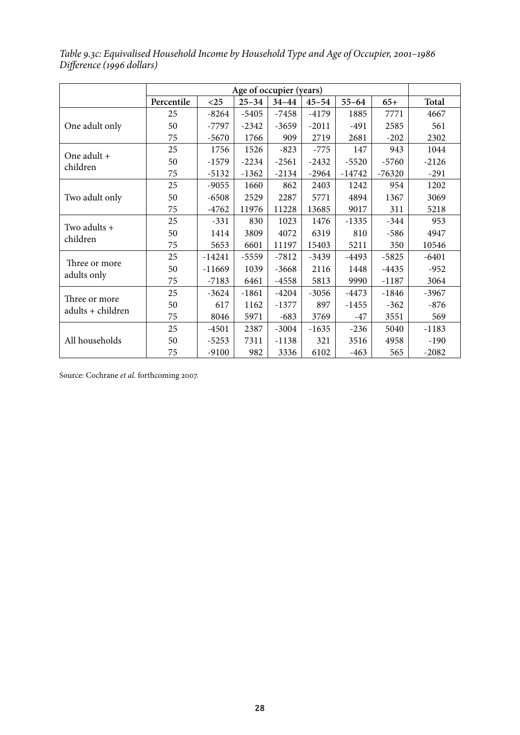*Table 9.3c: Equivalised Household Income by Household Type and Age of Occupier, 2001–1986 Difference (1996 dollars)*

| | | Age of occupier (years) | | | | | | |
|---|---|---|---|---|---|---|---|---|
| | **Percentile** | **<25** | **25–34** | **34–44** | **45–54** | **55–64** | **65+** | **Total** |
| One adult only | 25 | -8264 | -5405 | -7458 | -4179 | 1885 | 7771 | 4667 |
| | 50 | -7797 | -2342 | -3659 | -2011 | -491 | 2585 | 561 |
| | 75 | -5670 | 1766 | 909 | 2719 | 2681 | -202 | 2302 |
| One adult + children | 25 | 1756 | 1526 | -823 | -775 | 147 | 943 | 1044 |
| | 50 | -1579 | -2234 | -2561 | -2432 | -5520 | -5760 | -2126 |
| | 75 | -5132 | -1362 | -2134 | -2964 | -14742 | -76320 | -291 |
| Two adult only | 25 | -9055 | 1660 | 862 | 2403 | 1242 | 954 | 1202 |
| | 50 | -6508 | 2529 | 2287 | 5771 | 4894 | 1367 | 3069 |
| | 75 | -4762 | 11976 | 11228 | 13685 | 9017 | 311 | 5218 |
| Two adults + children | 25 | -331 | 830 | 1023 | 1476 | -1335 | -344 | 953 |
| | 50 | 1414 | 3809 | 4072 | 6319 | 810 | -586 | 4947 |
| | 75 | 5653 | 6601 | 11197 | 15403 | 5211 | 350 | 10546 |
| Three or more adults only | 25 | -14241 | -5559 | -7812 | -3439 | -4493 | -5825 | -6401 |
| | 50 | -11669 | 1039 | -3668 | 2116 | 1448 | -4435 | -952 |
| | 75 | -7183 | 6461 | -4558 | 5813 | 9990 | -1187 | 3064 |
| Three or more adults + children | 25 | -3624 | -1861 | -4204 | -3056 | -4473 | -1846 | -3967 |
| | 50 | 617 | 1162 | -1377 | 897 | -1455 | -362 | -876 |
| | 75 | 8046 | 5971 | -683 | 3769 | -47 | 3551 | 569 |
| All households | 25 | -4501 | 2387 | -3004 | -1635 | -236 | 5040 | -1183 |
| | 50 | -5253 | 7311 | -1138 | 321 | 3516 | 4958 | -190 |
| | 75 | -9100 | 982 | 3336 | 6102 | -463 | 565 | -2082 |

Source: Cochrane *et al.* forthcoming 2007.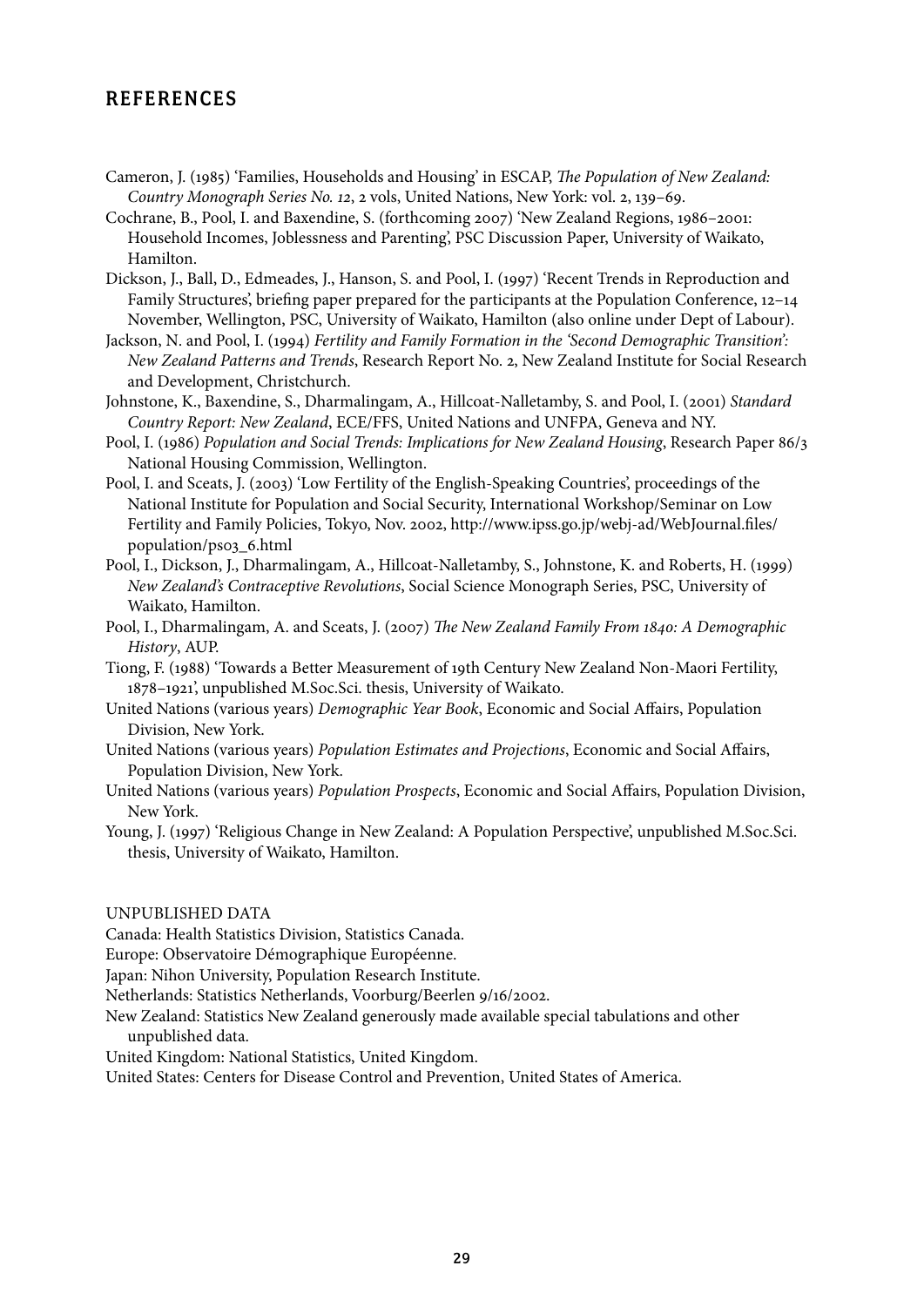## REFERENCES

Cameron, J. (1985) 'Families, Households and Housing' in ESCAP, *The Population of New Zealand: Country Monograph Series No. 12*, 2 vols, United Nations, New York: vol. 2, 139–69.

Cochrane, B., Pool, I. and Baxendine, S. (forthcoming 2007) 'New Zealand Regions, 1986–2001: Household Incomes, Joblessness and Parenting', PSC Discussion Paper, University of Waikato, Hamilton.

Dickson, J., Ball, D., Edmeades, J., Hanson, S. and Pool, I. (1997) 'Recent Trends in Reproduction and Family Structures', briefing paper prepared for the participants at the Population Conference, 12–14 November, Wellington, PSC, University of Waikato, Hamilton (also online under Dept of Labour).

Jackson, N. and Pool, I. (1994) *Fertility and Family Formation in the 'Second Demographic Transition': New Zealand Patterns and Trends*, Research Report No. 2, New Zealand Institute for Social Research and Development, Christchurch.

Johnstone, K., Baxendine, S., Dharmalingam, A., Hillcoat-Nalletamby, S. and Pool, I. (2001) *Standard Country Report: New Zealand*, ECE/FFS, United Nations and UNFPA, Geneva and NY.

Pool, I. (1986) *Population and Social Trends: Implications for New Zealand Housing*, Research Paper 86/3 National Housing Commission, Wellington.

Pool, I. and Sceats, J. (2003) 'Low Fertility of the English-Speaking Countries', proceedings of the National Institute for Population and Social Security, International Workshop/Seminar on Low Fertility and Family Policies, Tokyo, Nov. 2002, http://www.ipss.go.jp/webj-ad/WebJournal.files/population/ps03_6.html

Pool, I., Dickson, J., Dharmalingam, A., Hillcoat-Nalletamby, S., Johnstone, K. and Roberts, H. (1999) *New Zealand's Contraceptive Revolutions*, Social Science Monograph Series, PSC, University of Waikato, Hamilton.

Pool, I., Dharmalingam, A. and Sceats, J. (2007) *The New Zealand Family From 1840: A Demographic History*, AUP.

Tiong, F. (1988) 'Towards a Better Measurement of 19th Century New Zealand Non-Maori Fertility, 1878–1921', unpublished M.Soc.Sci. thesis, University of Waikato.

United Nations (various years) *Demographic Year Book*, Economic and Social Affairs, Population Division, New York.

United Nations (various years) *Population Estimates and Projections*, Economic and Social Affairs, Population Division, New York.

United Nations (various years) *Population Prospects*, Economic and Social Affairs, Population Division, New York.

Young, J. (1997) 'Religious Change in New Zealand: A Population Perspective', unpublished M.Soc.Sci. thesis, University of Waikato, Hamilton.

UNPUBLISHED DATA

Canada: Health Statistics Division, Statistics Canada.

Europe: Observatoire Démographique Européenne.

Japan: Nihon University, Population Research Institute.

Netherlands: Statistics Netherlands, Voorburg/Beerlen 9/16/2002.

New Zealand: Statistics New Zealand generously made available special tabulations and other unpublished data.

United Kingdom: National Statistics, United Kingdom.

United States: Centers for Disease Control and Prevention, United States of America.